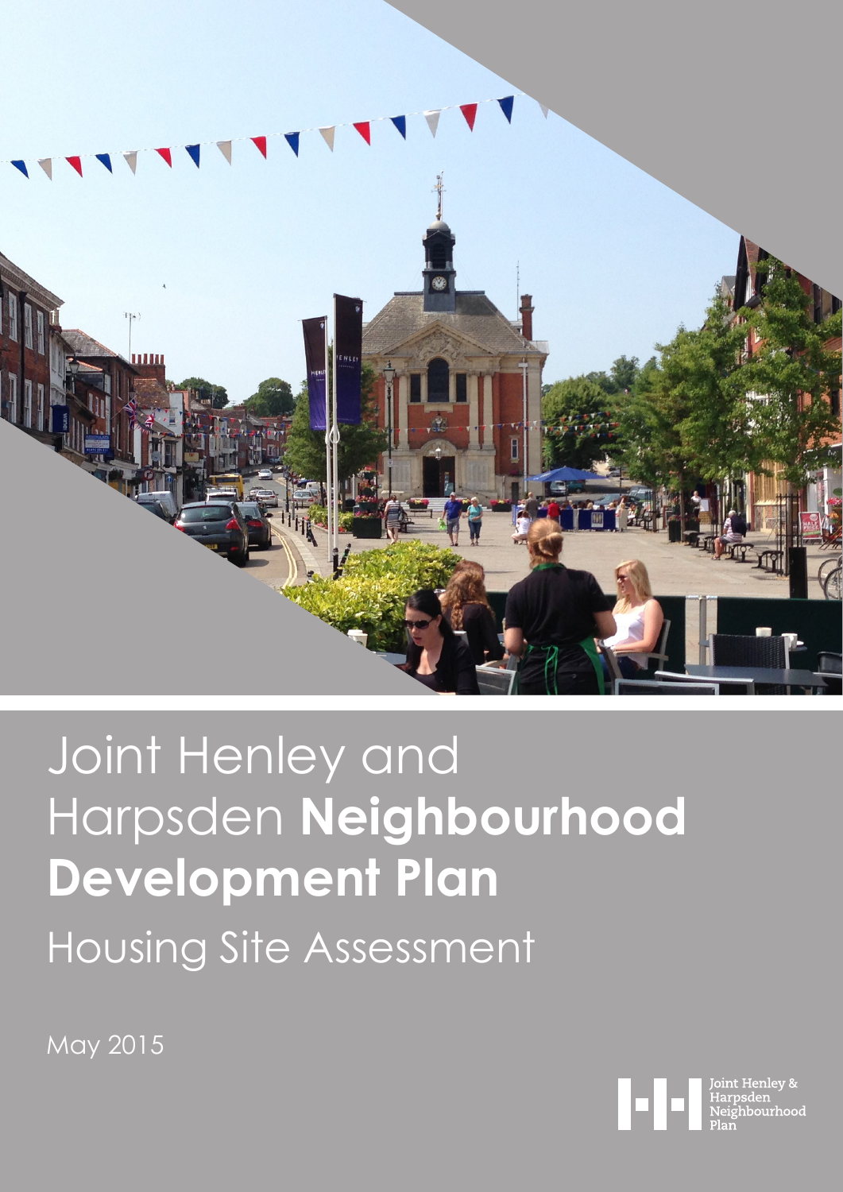# Joint Henley and Harpsden **Neighbourhood Development Plan**

## Housing Site Assessment

May 2015

Joint Henley & Harpsden Neighbourhood Plan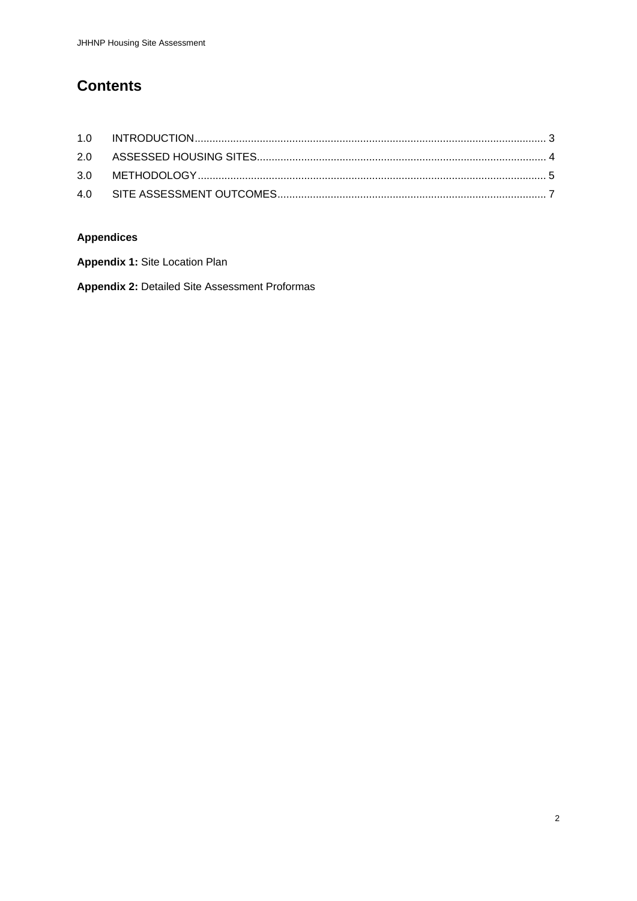# Contents

| | | |
|---|---|---|
| 1.0 | INTRODUCTION | 3 |
| 2.0 | ASSESSED HOUSING SITES | 4 |
| 3.0 | METHODOLOGY | 5 |
| 4.0 | SITE ASSESSMENT OUTCOMES | 7 |

**Appendices**

**Appendix 1:** Site Location Plan

**Appendix 2:** Detailed Site Assessment Proformas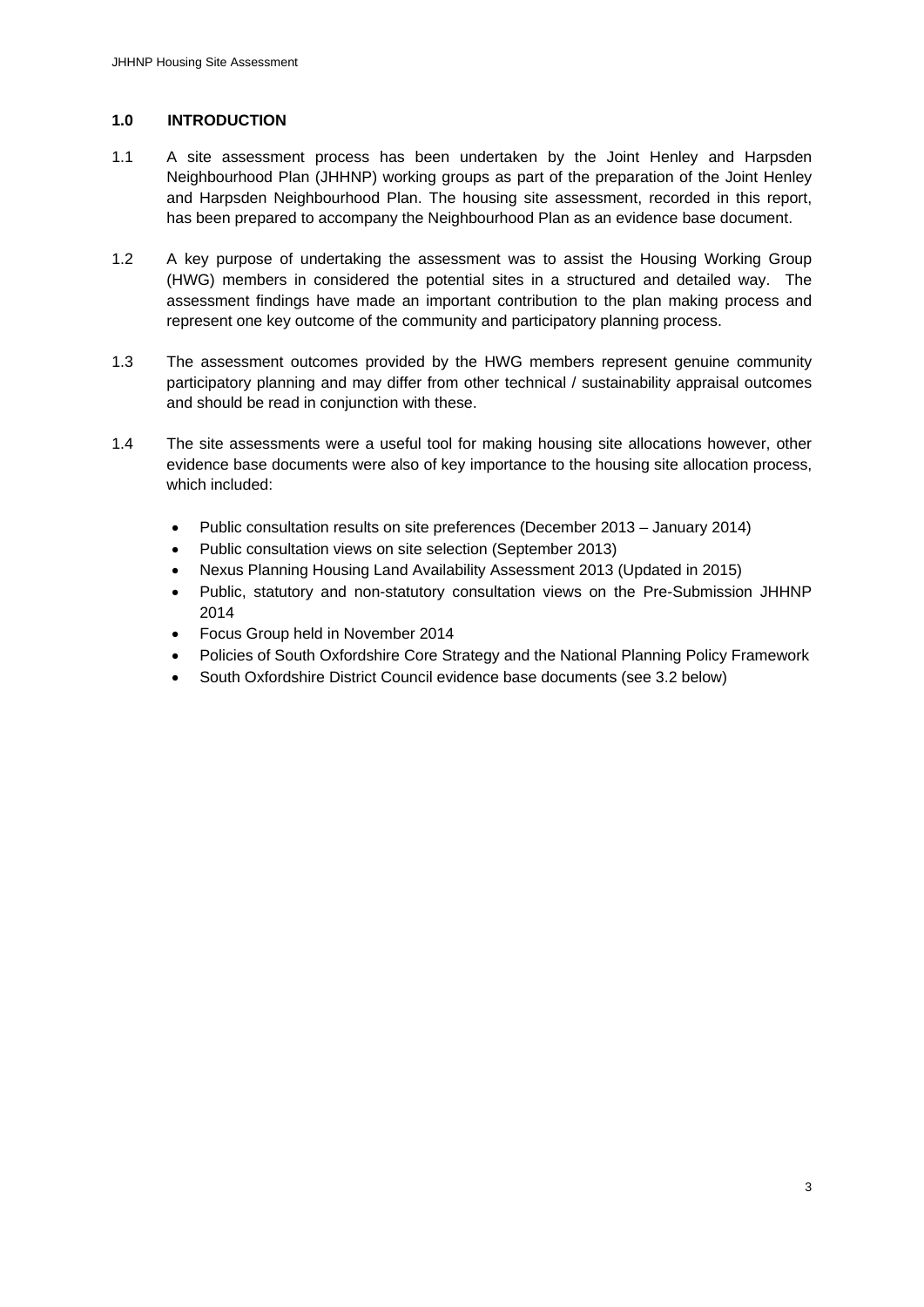## 1.0 INTRODUCTION

1.1 A site assessment process has been undertaken by the Joint Henley and Harpsden Neighbourhood Plan (JHHNP) working groups as part of the preparation of the Joint Henley and Harpsden Neighbourhood Plan. The housing site assessment, recorded in this report, has been prepared to accompany the Neighbourhood Plan as an evidence base document.

1.2 A key purpose of undertaking the assessment was to assist the Housing Working Group (HWG) members in considered the potential sites in a structured and detailed way. The assessment findings have made an important contribution to the plan making process and represent one key outcome of the community and participatory planning process.

1.3 The assessment outcomes provided by the HWG members represent genuine community participatory planning and may differ from other technical / sustainability appraisal outcomes and should be read in conjunction with these.

1.4 The site assessments were a useful tool for making housing site allocations however, other evidence base documents were also of key importance to the housing site allocation process, which included:

- Public consultation results on site preferences (December 2013 – January 2014)
- Public consultation views on site selection (September 2013)
- Nexus Planning Housing Land Availability Assessment 2013 (Updated in 2015)
- Public, statutory and non-statutory consultation views on the Pre-Submission JHHNP 2014
- Focus Group held in November 2014
- Policies of South Oxfordshire Core Strategy and the National Planning Policy Framework
- South Oxfordshire District Council evidence base documents (see 3.2 below)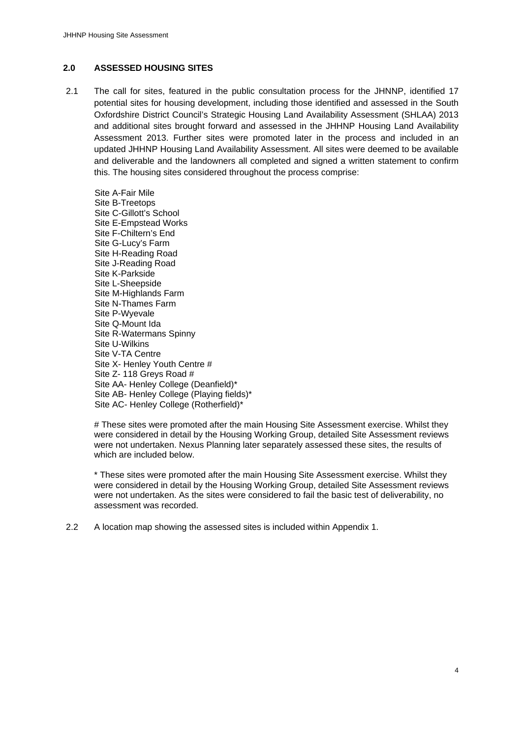## 2.0 ASSESSED HOUSING SITES

2.1 The call for sites, featured in the public consultation process for the JHNNP, identified 17 potential sites for housing development, including those identified and assessed in the South Oxfordshire District Council's Strategic Housing Land Availability Assessment (SHLAA) 2013 and additional sites brought forward and assessed in the JHHNP Housing Land Availability Assessment 2013. Further sites were promoted later in the process and included in an updated JHHNP Housing Land Availability Assessment. All sites were deemed to be available and deliverable and the landowners all completed and signed a written statement to confirm this. The housing sites considered throughout the process comprise:

Site A-Fair Mile
Site B-Treetops
Site C-Gillott's School
Site E-Empstead Works
Site F-Chiltern's End
Site G-Lucy's Farm
Site H-Reading Road
Site J-Reading Road
Site K-Parkside
Site L-Sheepside
Site M-Highlands Farm
Site N-Thames Farm
Site P-Wyevale
Site Q-Mount Ida
Site R-Watermans Spinny
Site U-Wilkins
Site V-TA Centre
Site X- Henley Youth Centre #
Site Z- 118 Greys Road #
Site AA- Henley College (Deanfield)*
Site AB- Henley College (Playing fields)*
Site AC- Henley College (Rotherfield)*

# These sites were promoted after the main Housing Site Assessment exercise. Whilst they were considered in detail by the Housing Working Group, detailed Site Assessment reviews were not undertaken. Nexus Planning later separately assessed these sites, the results of which are included below.

* These sites were promoted after the main Housing Site Assessment exercise. Whilst they were considered in detail by the Housing Working Group, detailed Site Assessment reviews were not undertaken. As the sites were considered to fail the basic test of deliverability, no assessment was recorded.

2.2 A location map showing the assessed sites is included within Appendix 1.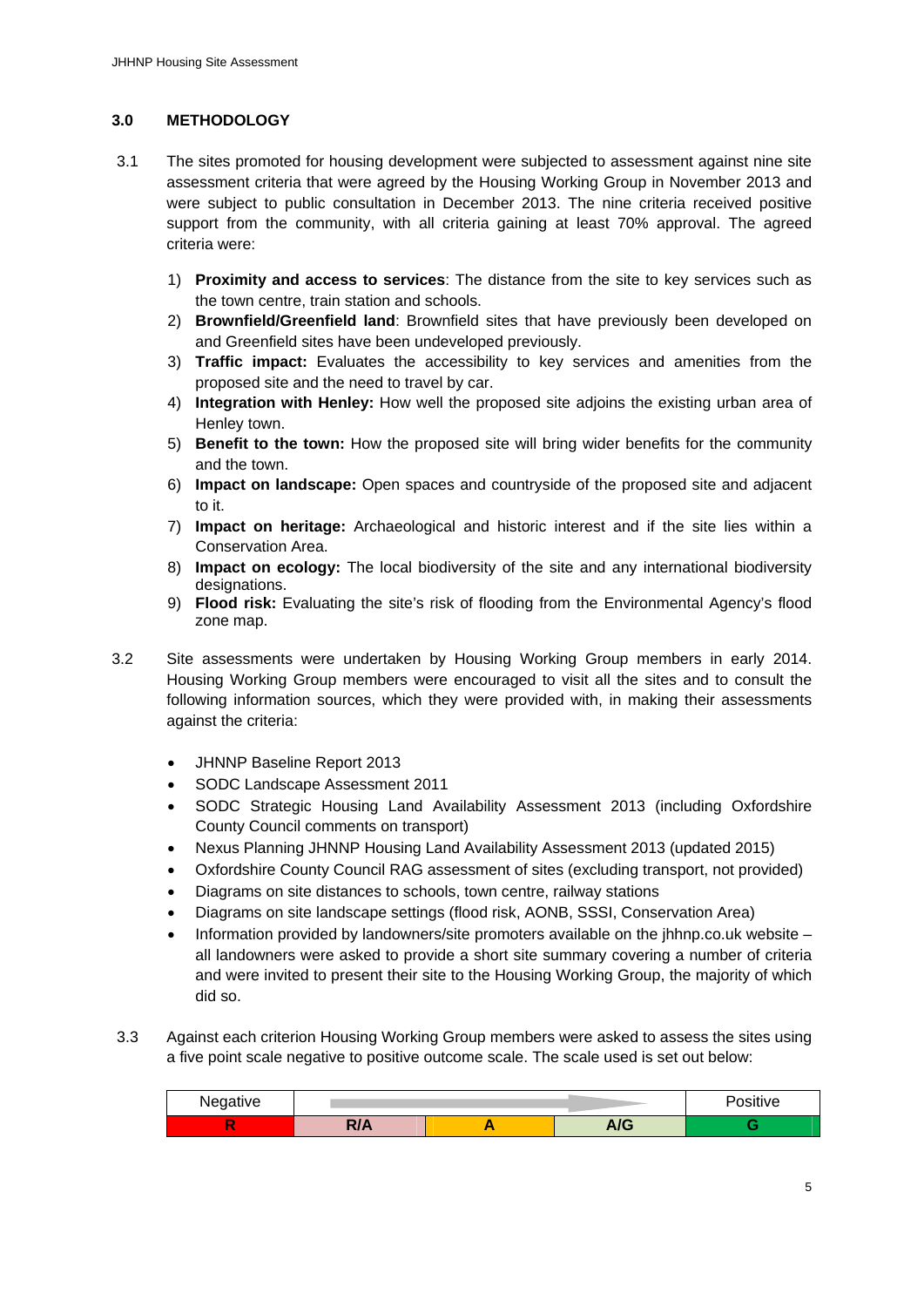## 3.0 METHODOLOGY

3.1 The sites promoted for housing development were subjected to assessment against nine site assessment criteria that were agreed by the Housing Working Group in November 2013 and were subject to public consultation in December 2013. The nine criteria received positive support from the community, with all criteria gaining at least 70% approval. The agreed criteria were:

1) **Proximity and access to services**: The distance from the site to key services such as the town centre, train station and schools.
2) **Brownfield/Greenfield land**: Brownfield sites that have previously been developed on and Greenfield sites have been undeveloped previously.
3) **Traffic impact:** Evaluates the accessibility to key services and amenities from the proposed site and the need to travel by car.
4) **Integration with Henley:** How well the proposed site adjoins the existing urban area of Henley town.
5) **Benefit to the town:** How the proposed site will bring wider benefits for the community and the town.
6) **Impact on landscape:** Open spaces and countryside of the proposed site and adjacent to it.
7) **Impact on heritage:** Archaeological and historic interest and if the site lies within a Conservation Area.
8) **Impact on ecology:** The local biodiversity of the site and any international biodiversity designations.
9) **Flood risk:** Evaluating the site's risk of flooding from the Environmental Agency's flood zone map.

3.2 Site assessments were undertaken by Housing Working Group members in early 2014. Housing Working Group members were encouraged to visit all the sites and to consult the following information sources, which they were provided with, in making their assessments against the criteria:

- JHNNP Baseline Report 2013
- SODC Landscape Assessment 2011
- SODC Strategic Housing Land Availability Assessment 2013 (including Oxfordshire County Council comments on transport)
- Nexus Planning JHHNP Housing Land Availability Assessment 2013 (updated 2015)
- Oxfordshire County Council RAG assessment of sites (excluding transport, not provided)
- Diagrams on site distances to schools, town centre, railway stations
- Diagrams on site landscape settings (flood risk, AONB, SSSI, Conservation Area)
- Information provided by landowners/site promoters available on the jhhnp.co.uk website – all landowners were asked to provide a short site summary covering a number of criteria and were invited to present their site to the Housing Working Group, the majority of which did so.

3.3 Against each criterion Housing Working Group members were asked to assess the sites using a five point scale negative to positive outcome scale. The scale used is set out below:

| Negative | | | | Positive |
|---|---|---|---|---|
| **R** | **R/A** | **A** | **A/G** | **G** |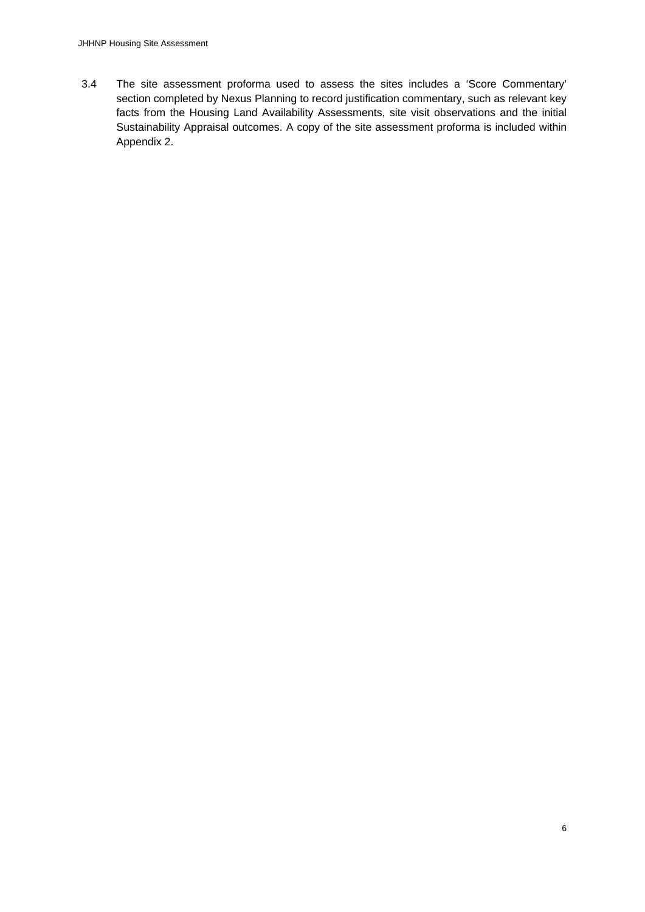3.4 The site assessment proforma used to assess the sites includes a 'Score Commentary' section completed by Nexus Planning to record justification commentary, such as relevant key facts from the Housing Land Availability Assessments, site visit observations and the initial Sustainability Appraisal outcomes. A copy of the site assessment proforma is included within Appendix 2.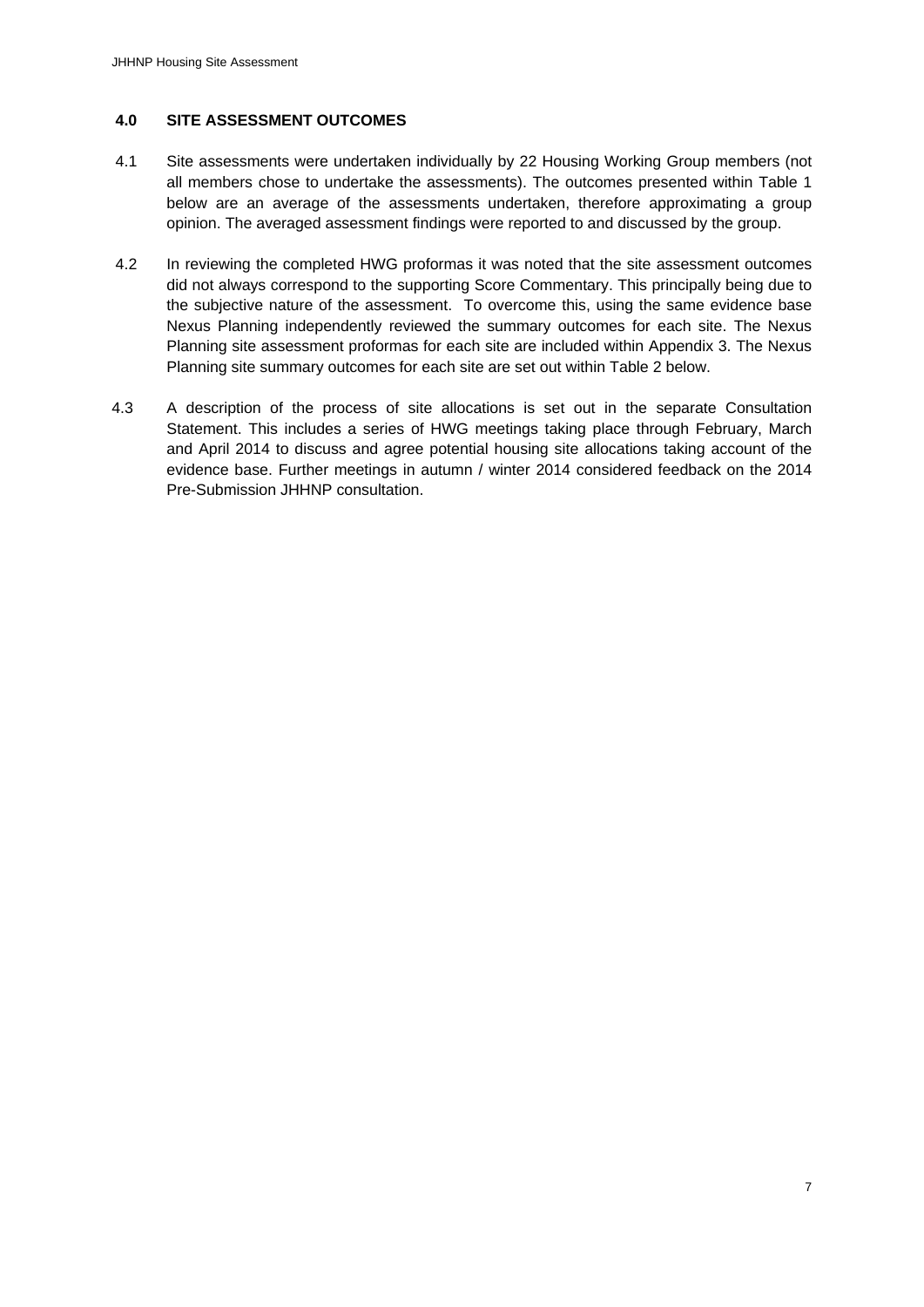## 4.0 SITE ASSESSMENT OUTCOMES

4.1 Site assessments were undertaken individually by 22 Housing Working Group members (not all members chose to undertake the assessments). The outcomes presented within Table 1 below are an average of the assessments undertaken, therefore approximating a group opinion. The averaged assessment findings were reported to and discussed by the group.

4.2 In reviewing the completed HWG proformas it was noted that the site assessment outcomes did not always correspond to the supporting Score Commentary. This principally being due to the subjective nature of the assessment. To overcome this, using the same evidence base Nexus Planning independently reviewed the summary outcomes for each site. The Nexus Planning site assessment proformas for each site are included within Appendix 3. The Nexus Planning site summary outcomes for each site are set out within Table 2 below.

4.3 A description of the process of site allocations is set out in the separate Consultation Statement. This includes a series of HWG meetings taking place through February, March and April 2014 to discuss and agree potential housing site allocations taking account of the evidence base. Further meetings in autumn / winter 2014 considered feedback on the 2014 Pre-Submission JHHNP consultation.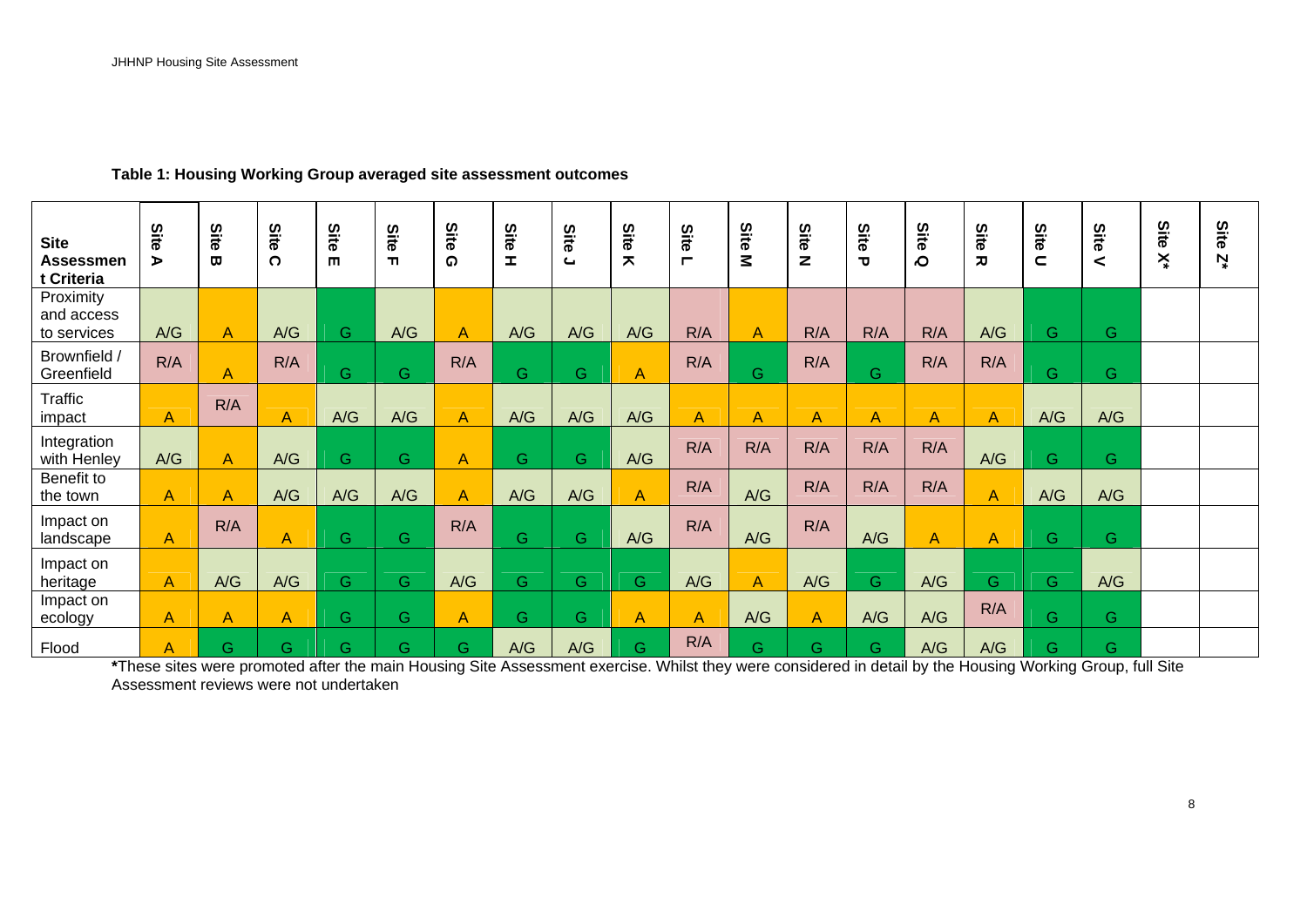**Table 1: Housing Working Group averaged site assessment outcomes**

| Site Assessment Criteria | Site A | Site B | Site C | Site E | Site F | Site G | Site H | Site J | Site K | Site L | Site M | Site N | Site P | Site Q | Site R | Site U | Site V | Site X* | Site Z* |
|---|---|---|---|---|---|---|---|---|---|---|---|---|---|---|---|---|---|---|---|
| Proximity and access to services | A/G | A | A/G | G | A/G | A | A/G | A/G | A/G | R/A | A | R/A | R/A | R/A | A/G | G | G | | |
| Brownfield / Greenfield | R/A | A | R/A | G | G | R/A | G | G | A | R/A | G | R/A | G | R/A | R/A | G | G | | |
| Traffic impact | A | R/A | A | A/G | A/G | A | A/G | A/G | A/G | A | A | A | A | A | A | A/G | A/G | | |
| Integration with Henley | A/G | A | A/G | G | G | A | G | G | A/G | R/A | R/A | R/A | R/A | R/A | A/G | G | G | | |
| Benefit to the town | A | A | A/G | A/G | A/G | A | A/G | A/G | A | R/A | A/G | R/A | R/A | R/A | A | A/G | A/G | | |
| Impact on landscape | A | R/A | A | G | G | R/A | G | G | A/G | R/A | A/G | R/A | A/G | A | A | G | G | | |
| Impact on heritage | A | A/G | A/G | G | G | A/G | G | G | G | A/G | A | A/G | G | A/G | G | G | A/G | | |
| Impact on ecology | A | A | A | G | G | A | G | G | A | A | A/G | A | A/G | A/G | R/A | G | G | | |
| Flood | A | G | G | G | G | G | A/G | A/G | G | R/A | G | G | G | A/G | A/G | G | G | | |

***These sites were promoted after the main Housing Site Assessment exercise. Whilst they were considered in detail by the Housing Working Group, full Site Assessment reviews were not undertaken**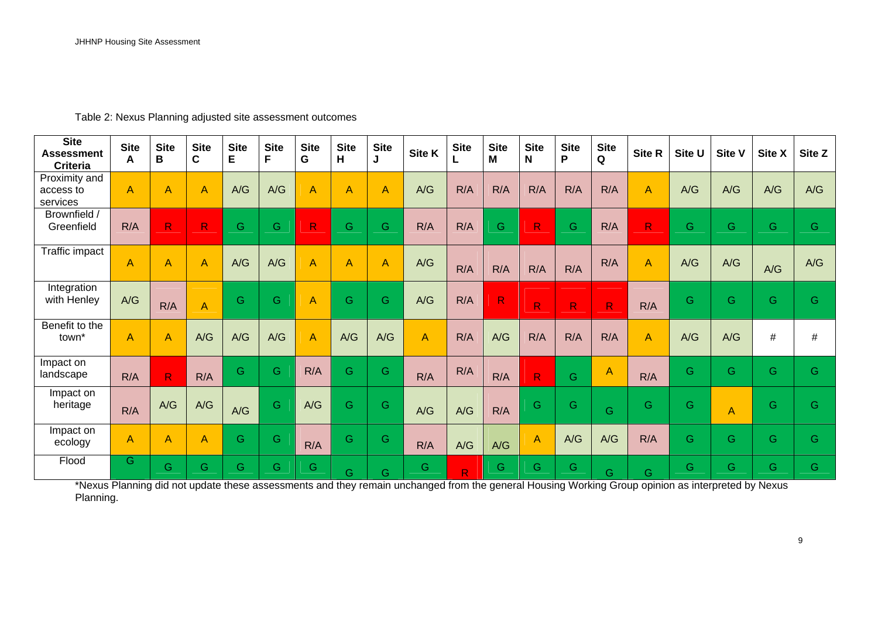Table 2: Nexus Planning adjusted site assessment outcomes

| Site Assessment Criteria | Site A | Site B | Site C | Site E | Site F | Site G | Site H | Site J | Site K | Site L | Site M | Site N | Site P | Site Q | Site R | Site U | Site V | Site X | Site Z |
|---|---|---|---|---|---|---|---|---|---|---|---|---|---|---|---|---|---|---|---|
| Proximity and access to services | A | A | A | A/G | A/G | A | A | A | A/G | R/A | R/A | R/A | R/A | R/A | A | A/G | A/G | A/G | A/G |
| Brownfield / Greenfield | R/A | R | R | G | G | R | G | G | R/A | R/A | G | R | G | R/A | R | G | G | G | G |
| Traffic impact | A | A | A | A/G | A/G | A | A | A | A/G | R/A | R/A | R/A | R/A | R/A | A | A/G | A/G | A/G | A/G |
| Integration with Henley | A/G | R/A | A | G | G | A | G | G | A/G | R/A | R | R | R | R | R/A | G | G | G | G |
| Benefit to the town* | A | A | A/G | A/G | A/G | A | A/G | A/G | A | R/A | A/G | R/A | R/A | R/A | A | A/G | A/G | # | # |
| Impact on landscape | R/A | R | R/A | G | G | R/A | G | G | R/A | R/A | R/A | R | G | A | R/A | G | G | G | G |
| Impact on heritage | R/A | A/G | A/G | A/G | G | A/G | G | G | A/G | A/G | R/A | G | G | G | G | G | A | G | G |
| Impact on ecology | A | A | A | G | G | R/A | G | G | R/A | A/G | A/G | A | A/G | A/G | R/A | G | G | G | G |
| Flood | G | G | G | G | G | G | G | G | G | R | G | G | G | G | G | G | G | G | G |

*Nexus Planning did not update these assessments and they remain unchanged from the general Housing Working Group opinion as interpreted by Nexus Planning.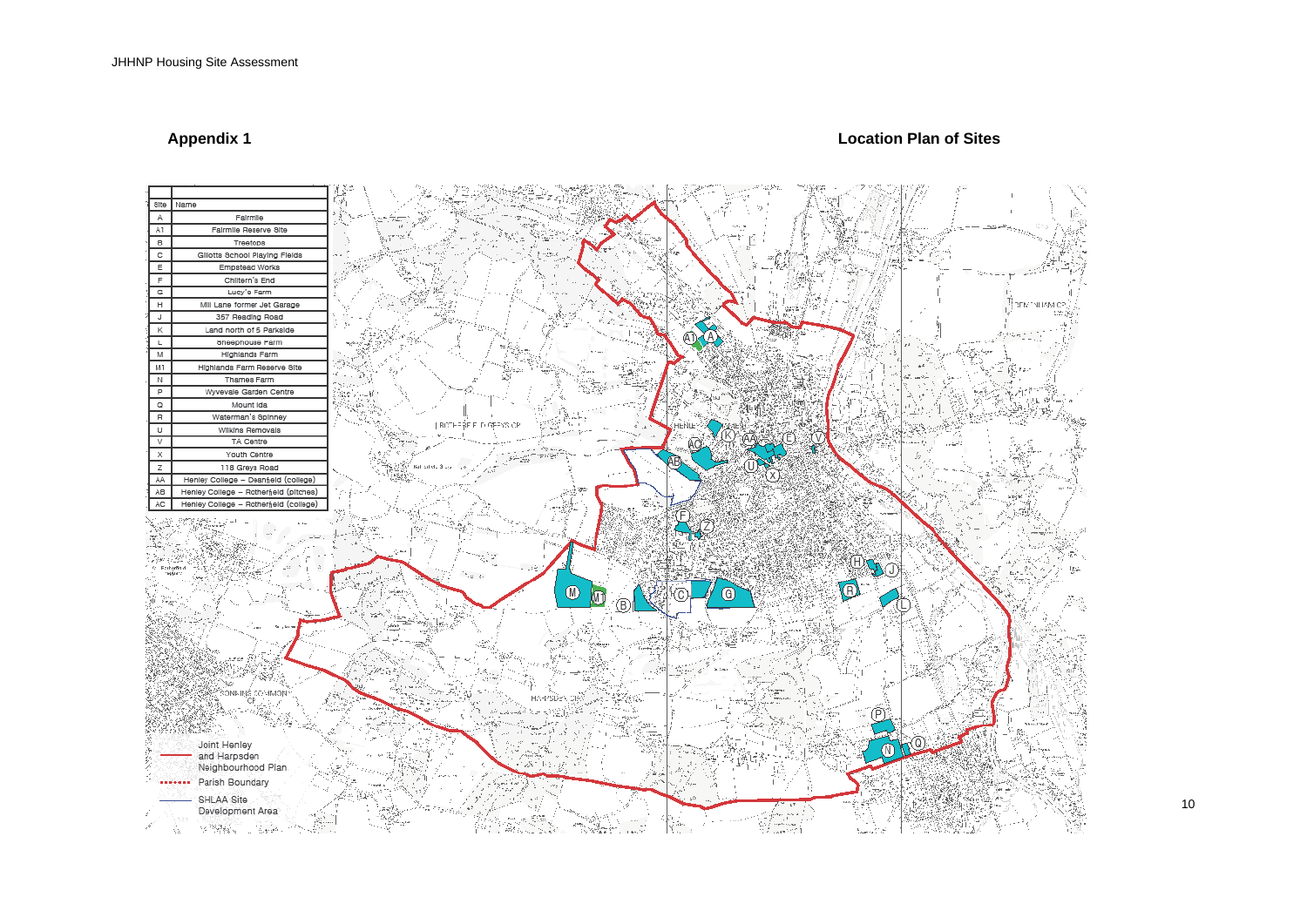## Appendix 1

## Location Plan of Sites

| Site | Name |
|---|---|
| A | Fairmile |
| A1 | Fairmile Reserve Site |
| B | Treetops |
| C | Gillotts School Playing Fields |
| E | Empstead Works |
| F | Chiltern's End |
| G | Lucy's Farm |
| H | Mill Lane former Jet Garage |
| J | 357 Reading Road |
| K | Land north of 5 Parkside |
| L | Sheephouse Farm |
| M | Highlands Farm |
| M1 | Highlands Farm Reserve Site |
| N | Thames Farm |
| P | Wyevale Garden Centre |
| Q | Mount Ida |
| R | Waterman's Spinney |
| U | Wilkins Removals |
| V | TA Centre |
| X | Youth Centre |
| Z | 118 Greys Road |
| AA | Henley College – Deanfield (college) |
| AB | Henley College – Rotherfield (pitches) |
| AC | Henley College – Rotherfield (college) |

Joint Henley and Harpsden Neighbourhood Plan

Parish Boundary

SHLAA Site Development Area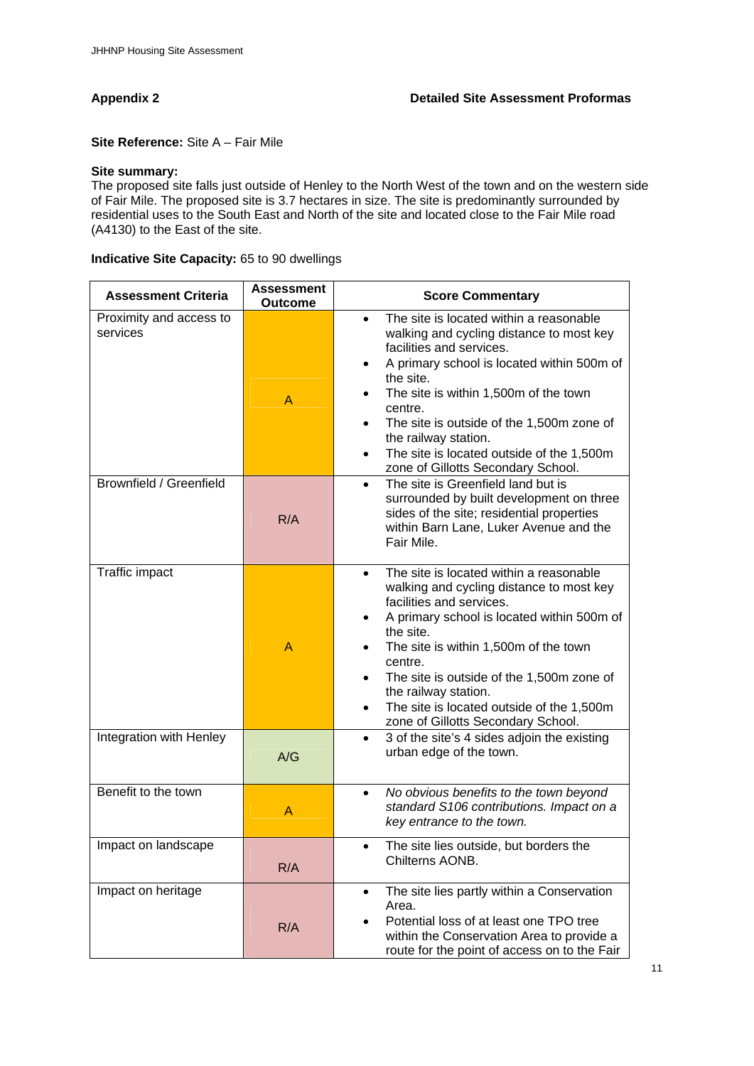## Appendix 2 — Detailed Site Assessment Proformas

**Site Reference:** Site A – Fair Mile

**Site summary:**
The proposed site falls just outside of Henley to the North West of the town and on the western side of Fair Mile. The proposed site is 3.7 hectares in size. The site is predominantly surrounded by residential uses to the South East and North of the site and located close to the Fair Mile road (A4130) to the East of the site.

**Indicative Site Capacity:** 65 to 90 dwellings

| Assessment Criteria | Assessment Outcome | Score Commentary |
|---|---|---|
| Proximity and access to services | A | • The site is located within a reasonable walking and cycling distance to most key facilities and services.<br>• A primary school is located within 500m of the site.<br>• The site is within 1,500m of the town centre.<br>• The site is outside of the 1,500m zone of the railway station.<br>• The site is located outside of the 1,500m zone of Gillotts Secondary School. |
| Brownfield / Greenfield | R/A | • The site is Greenfield land but is surrounded by built development on three sides of the site; residential properties within Barn Lane, Luker Avenue and the Fair Mile. |
| Traffic impact | A | • The site is located within a reasonable walking and cycling distance to most key facilities and services.<br>• A primary school is located within 500m of the site.<br>• The site is within 1,500m of the town centre.<br>• The site is outside of the 1,500m zone of the railway station.<br>• The site is located outside of the 1,500m zone of Gillotts Secondary School. |
| Integration with Henley | A/G | • 3 of the site's 4 sides adjoin the existing urban edge of the town. |
| Benefit to the town | A | • *No obvious benefits to the town beyond standard S106 contributions. Impact on a key entrance to the town.* |
| Impact on landscape | R/A | • The site lies outside, but borders the Chilterns AONB. |
| Impact on heritage | R/A | • The site lies partly within a Conservation Area.<br>• Potential loss of at least one TPO tree within the Conservation Area to provide a route for the point of access on to the Fair |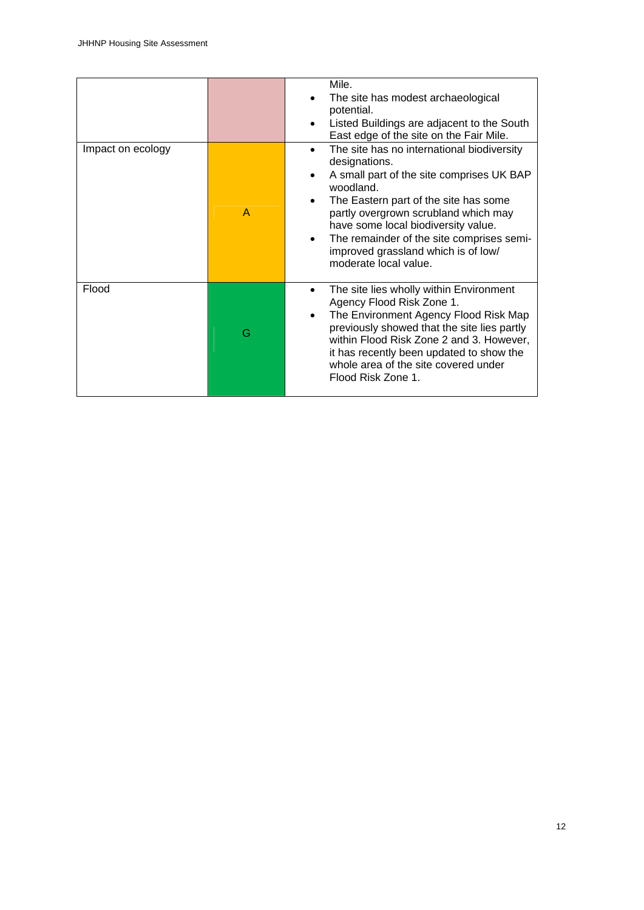| | | |
|---|---|---|
| | | Mile.<br>• The site has modest archaeological potential.<br>• Listed Buildings are adjacent to the South East edge of the site on the Fair Mile. |
| Impact on ecology | A | • The site has no international biodiversity designations.<br>• A small part of the site comprises UK BAP woodland.<br>• The Eastern part of the site has some partly overgrown scrubland which may have some local biodiversity value.<br>• The remainder of the site comprises semi-improved grassland which is of low/ moderate local value. |
| Flood | G | • The site lies wholly within Environment Agency Flood Risk Zone 1.<br>• The Environment Agency Flood Risk Map previously showed that the site lies partly within Flood Risk Zone 2 and 3. However, it has recently been updated to show the whole area of the site covered under Flood Risk Zone 1. |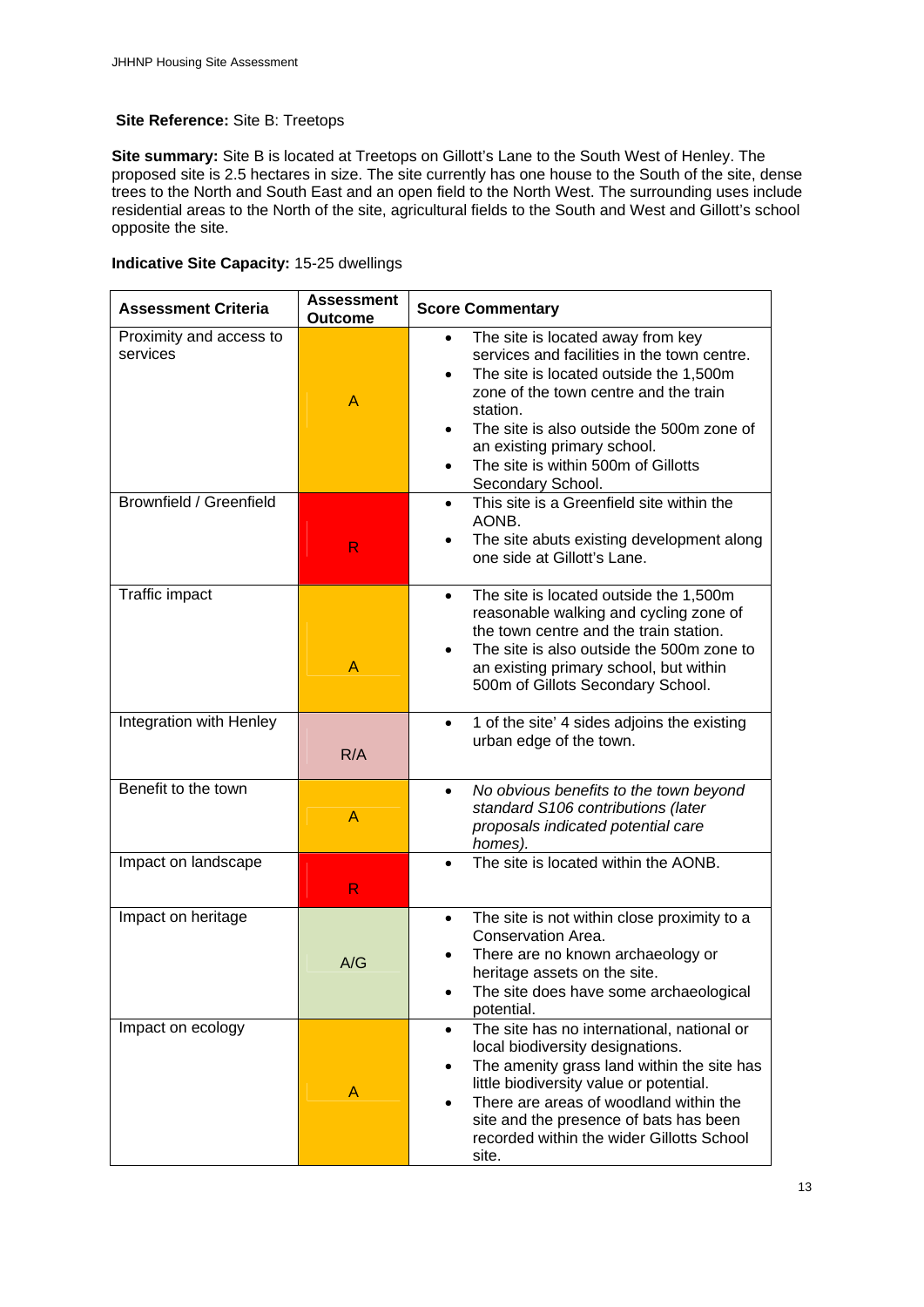**Site Reference:** Site B: Treetops

**Site summary:** Site B is located at Treetops on Gillott's Lane to the South West of Henley. The proposed site is 2.5 hectares in size. The site currently has one house to the South of the site, dense trees to the North and South East and an open field to the North West. The surrounding uses include residential areas to the North of the site, agricultural fields to the South and West and Gillott's school opposite the site.

**Indicative Site Capacity:** 15-25 dwellings

| Assessment Criteria | Assessment Outcome | Score Commentary |
|---|---|---|
| Proximity and access to services | A | • The site is located away from key services and facilities in the town centre.<br>• The site is located outside the 1,500m zone of the town centre and the train station.<br>• The site is also outside the 500m zone of an existing primary school.<br>• The site is within 500m of Gillotts Secondary School. |
| Brownfield / Greenfield | R | • This site is a Greenfield site within the AONB.<br>• The site abuts existing development along one side at Gillott's Lane. |
| Traffic impact | A | • The site is located outside the 1,500m reasonable walking and cycling zone of the town centre and the train station.<br>• The site is also outside the 500m zone to an existing primary school, but within 500m of Gillots Secondary School. |
| Integration with Henley | R/A | • 1 of the site' 4 sides adjoins the existing urban edge of the town. |
| Benefit to the town | A | • *No obvious benefits to the town beyond standard S106 contributions (later proposals indicated potential care homes).* |
| Impact on landscape | R | • The site is located within the AONB. |
| Impact on heritage | A/G | • The site is not within close proximity to a Conservation Area.<br>• There are no known archaeology or heritage assets on the site.<br>• The site does have some archaeological potential. |
| Impact on ecology | A | • The site has no international, national or local biodiversity designations.<br>• The amenity grass land within the site has little biodiversity value or potential.<br>• There are areas of woodland within the site and the presence of bats has been recorded within the wider Gillotts School site. |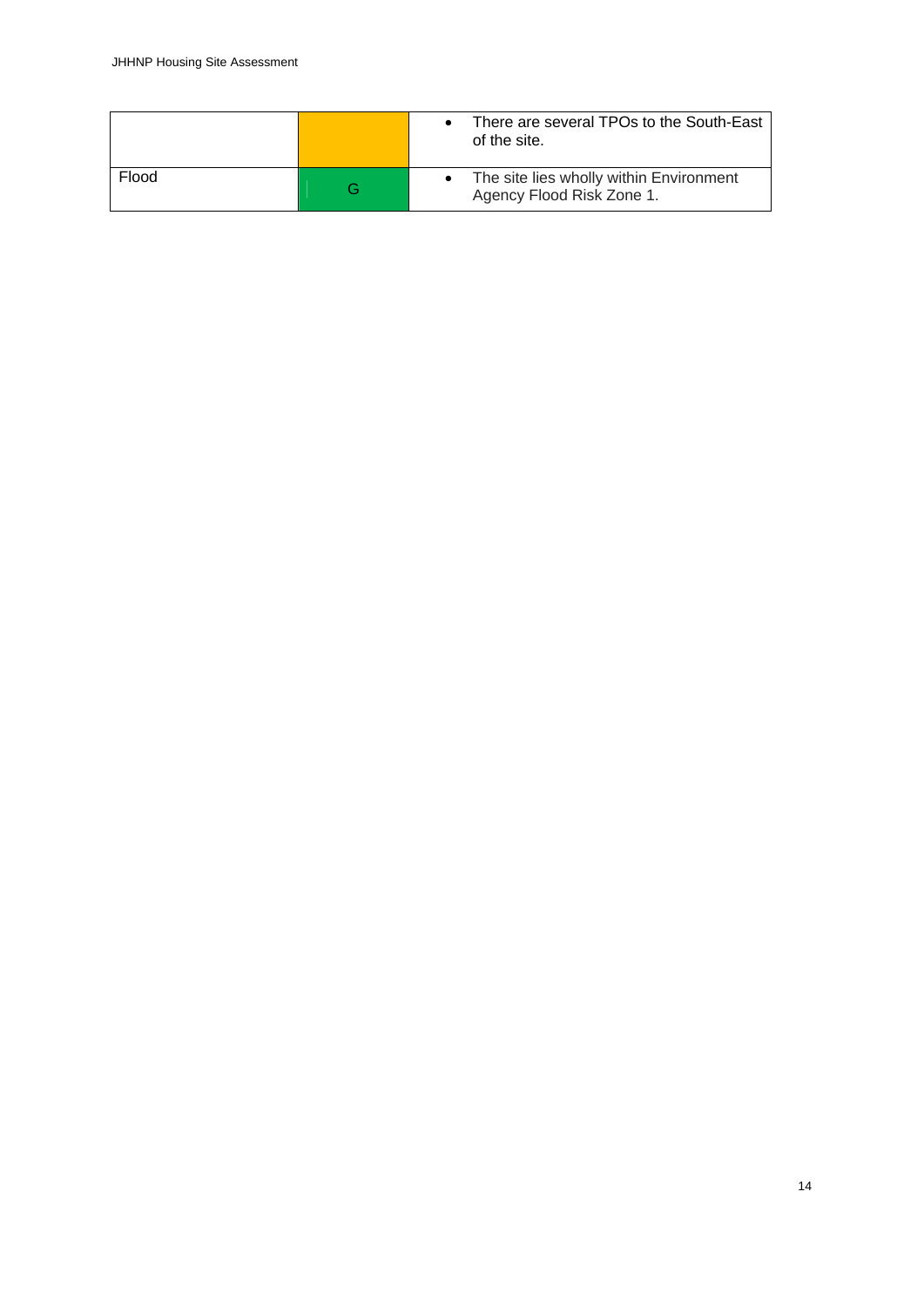| | | |
|---|---|---|
| | | • There are several TPOs to the South-East of the site. |
| Flood | G | • The site lies wholly within Environment Agency Flood Risk Zone 1. |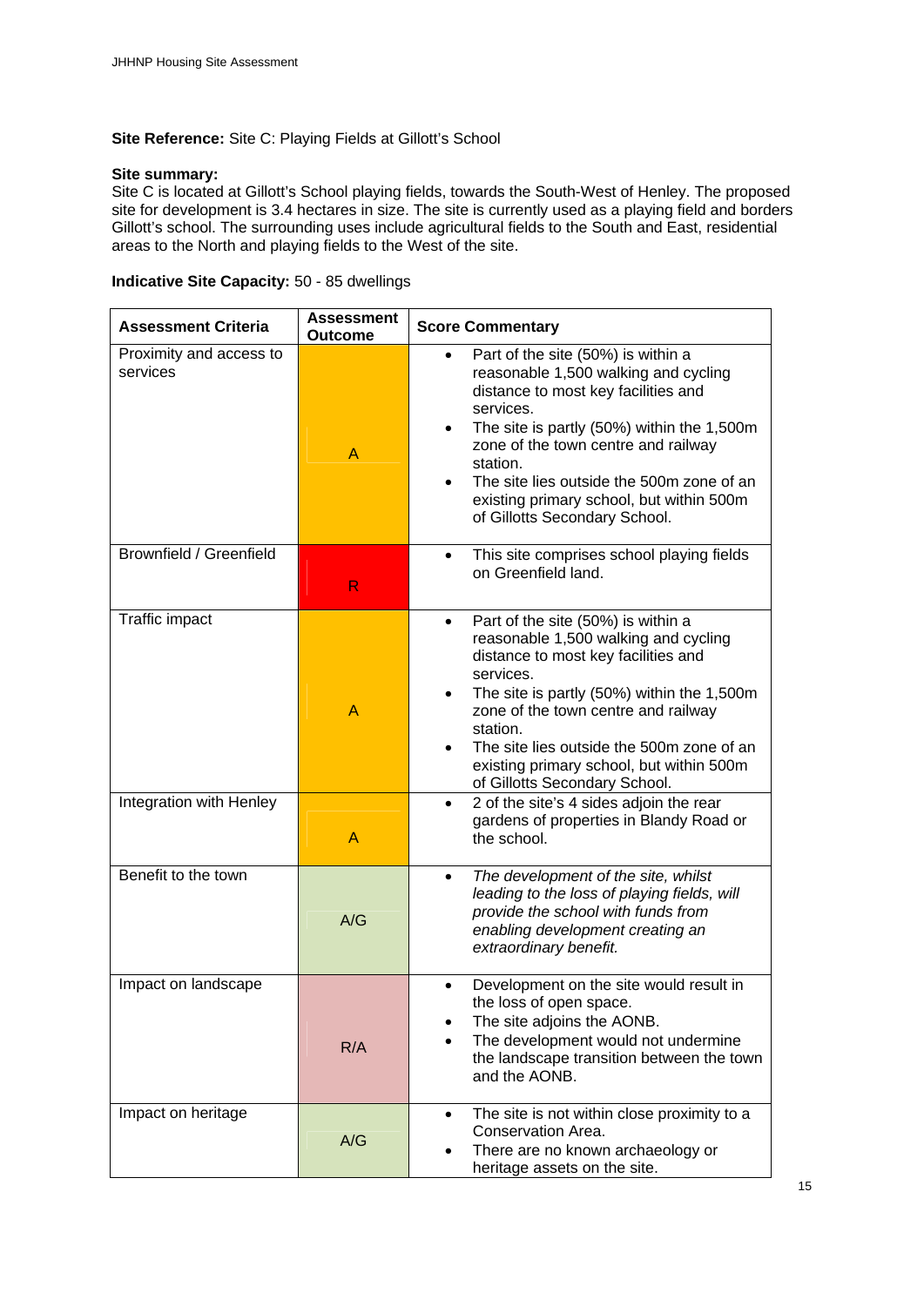**Site Reference:** Site C: Playing Fields at Gillott's School

**Site summary:**
Site C is located at Gillott's School playing fields, towards the South-West of Henley. The proposed site for development is 3.4 hectares in size. The site is currently used as a playing field and borders Gillott's school. The surrounding uses include agricultural fields to the South and East, residential areas to the North and playing fields to the West of the site.

**Indicative Site Capacity:** 50 - 85 dwellings

| Assessment Criteria | Assessment Outcome | Score Commentary |
|---|---|---|
| Proximity and access to services | A | • Part of the site (50%) is within a reasonable 1,500 walking and cycling distance to most key facilities and services.<br>• The site is partly (50%) within the 1,500m zone of the town centre and railway station.<br>• The site lies outside the 500m zone of an existing primary school, but within 500m of Gillotts Secondary School. |
| Brownfield / Greenfield | R | • This site comprises school playing fields on Greenfield land. |
| Traffic impact | A | • Part of the site (50%) is within a reasonable 1,500 walking and cycling distance to most key facilities and services.<br>• The site is partly (50%) within the 1,500m zone of the town centre and railway station.<br>• The site lies outside the 500m zone of an existing primary school, but within 500m of Gillotts Secondary School. |
| Integration with Henley | A | • 2 of the site's 4 sides adjoin the rear gardens of properties in Blandy Road or the school. |
| Benefit to the town | A/G | • *The development of the site, whilst leading to the loss of playing fields, will provide the school with funds from enabling development creating an extraordinary benefit.* |
| Impact on landscape | R/A | • Development on the site would result in the loss of open space.<br>• The site adjoins the AONB.<br>• The development would not undermine the landscape transition between the town and the AONB. |
| Impact on heritage | A/G | • The site is not within close proximity to a Conservation Area.<br>• There are no known archaeology or heritage assets on the site. |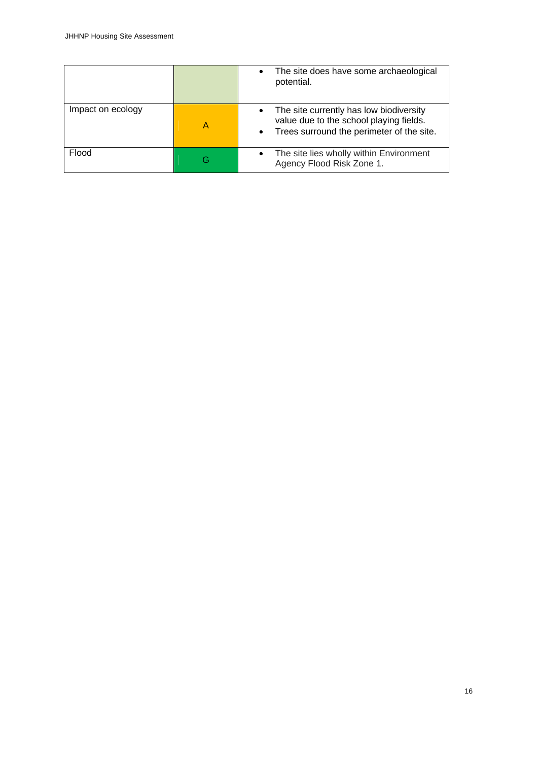| | | |
|---|---|---|
| | | • The site does have some archaeological potential. |
| Impact on ecology | A | • The site currently has low biodiversity value due to the school playing fields.<br>• Trees surround the perimeter of the site. |
| Flood | G | • The site lies wholly within Environment Agency Flood Risk Zone 1. |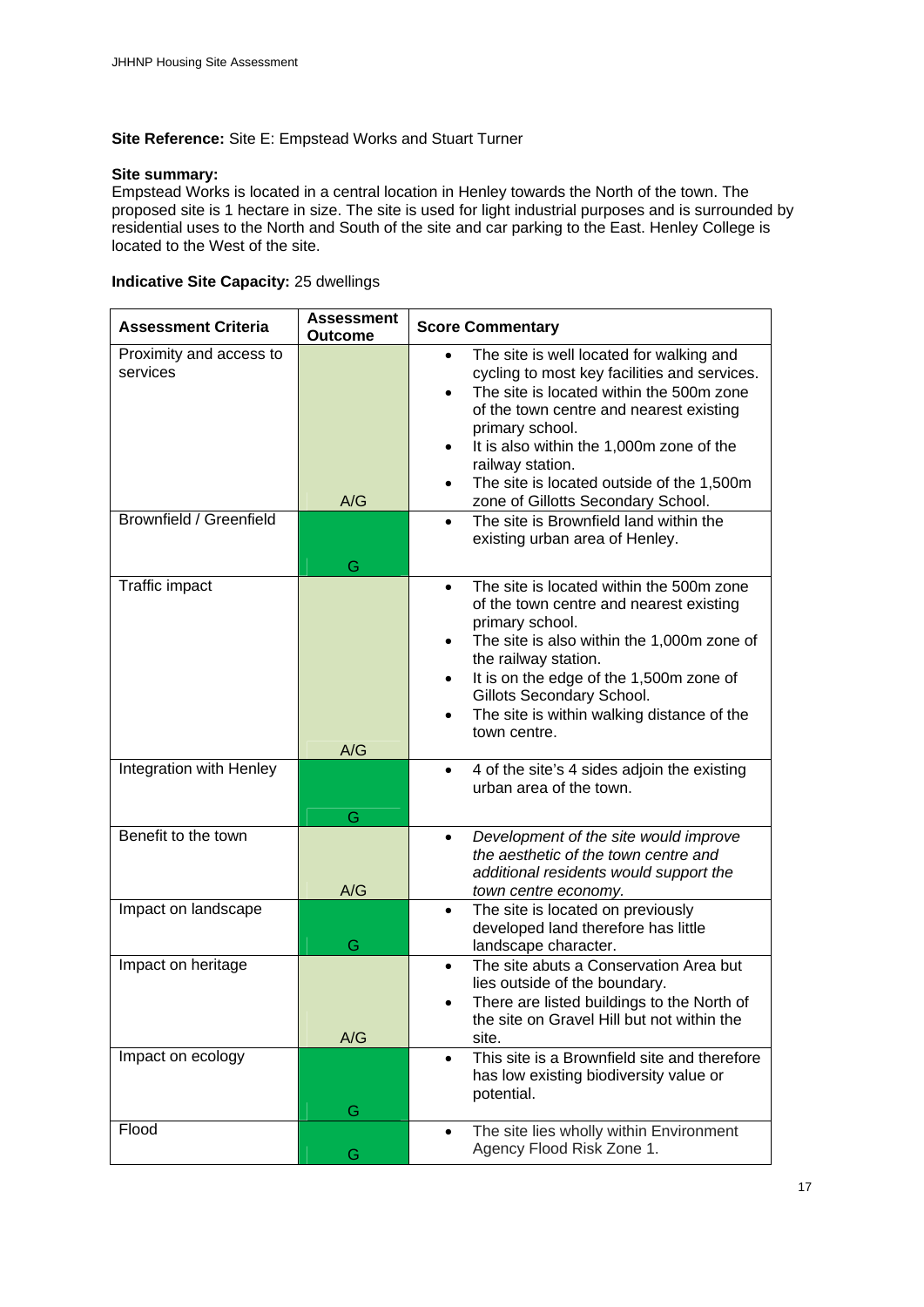**Site Reference:** Site E: Empstead Works and Stuart Turner

**Site summary:**
Empstead Works is located in a central location in Henley towards the North of the town. The proposed site is 1 hectare in size. The site is used for light industrial purposes and is surrounded by residential uses to the North and South of the site and car parking to the East. Henley College is located to the West of the site.

**Indicative Site Capacity:** 25 dwellings

| Assessment Criteria | Assessment Outcome | Score Commentary |
|---|---|---|
| Proximity and access to services | A/G | • The site is well located for walking and cycling to most key facilities and services.<br>• The site is located within the 500m zone of the town centre and nearest existing primary school.<br>• It is also within the 1,000m zone of the railway station.<br>• The site is located outside of the 1,500m zone of Gillotts Secondary School. |
| Brownfield / Greenfield | G | • The site is Brownfield land within the existing urban area of Henley. |
| Traffic impact | A/G | • The site is located within the 500m zone of the town centre and nearest existing primary school.<br>• The site is also within the 1,000m zone of the railway station.<br>• It is on the edge of the 1,500m zone of Gillots Secondary School.<br>• The site is within walking distance of the town centre. |
| Integration with Henley | G | • 4 of the site's 4 sides adjoin the existing urban area of the town. |
| Benefit to the town | A/G | • *Development of the site would improve the aesthetic of the town centre and additional residents would support the town centre economy.* |
| Impact on landscape | G | • The site is located on previously developed land therefore has little landscape character. |
| Impact on heritage | A/G | • The site abuts a Conservation Area but lies outside of the boundary.<br>• There are listed buildings to the North of the site on Gravel Hill but not within the site. |
| Impact on ecology | G | • This site is a Brownfield site and therefore has low existing biodiversity value or potential. |
| Flood | G | • The site lies wholly within Environment Agency Flood Risk Zone 1. |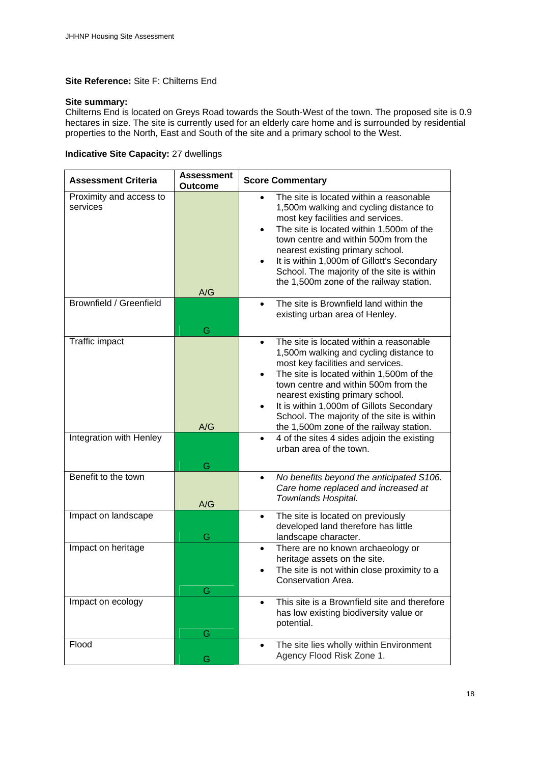**Site Reference:** Site F: Chilterns End

**Site summary:**
Chilterns End is located on Greys Road towards the South-West of the town. The proposed site is 0.9 hectares in size. The site is currently used for an elderly care home and is surrounded by residential properties to the North, East and South of the site and a primary school to the West.

**Indicative Site Capacity:** 27 dwellings

| Assessment Criteria | Assessment Outcome | Score Commentary |
|---|---|---|
| Proximity and access to services | A/G | • The site is located within a reasonable 1,500m walking and cycling distance to most key facilities and services.<br>• The site is located within 1,500m of the town centre and within 500m from the nearest existing primary school.<br>• It is within 1,000m of Gillott's Secondary School. The majority of the site is within the 1,500m zone of the railway station. |
| Brownfield / Greenfield | G | • The site is Brownfield land within the existing urban area of Henley. |
| Traffic impact | A/G | • The site is located within a reasonable 1,500m walking and cycling distance to most key facilities and services.<br>• The site is located within 1,500m of the town centre and within 500m from the nearest existing primary school.<br>• It is within 1,000m of Gillots Secondary School. The majority of the site is within the 1,500m zone of the railway station. |
| Integration with Henley | G | • 4 of the sites 4 sides adjoin the existing urban area of the town. |
| Benefit to the town | A/G | • *No benefits beyond the anticipated S106. Care home replaced and increased at Townlands Hospital.* |
| Impact on landscape | G | • The site is located on previously developed land therefore has little landscape character. |
| Impact on heritage | G | • There are no known archaeology or heritage assets on the site.<br>• The site is not within close proximity to a Conservation Area. |
| Impact on ecology | G | • This site is a Brownfield site and therefore has low existing biodiversity value or potential. |
| Flood | G | • The site lies wholly within Environment Agency Flood Risk Zone 1. |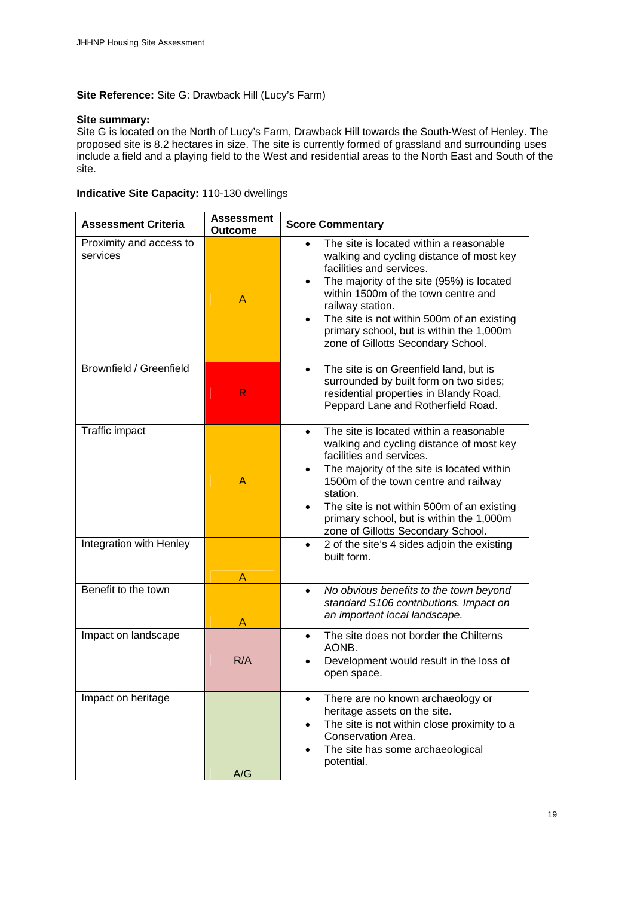**Site Reference:** Site G: Drawback Hill (Lucy's Farm)

**Site summary:**
Site G is located on the North of Lucy's Farm, Drawback Hill towards the South-West of Henley. The proposed site is 8.2 hectares in size. The site is currently formed of grassland and surrounding uses include a field and a playing field to the West and residential areas to the North East and South of the site.

**Indicative Site Capacity:** 110-130 dwellings

| Assessment Criteria | Assessment Outcome | Score Commentary |
|---|---|---|
| Proximity and access to services | A | • The site is located within a reasonable walking and cycling distance of most key facilities and services.<br>• The majority of the site (95%) is located within 1500m of the town centre and railway station.<br>• The site is not within 500m of an existing primary school, but is within the 1,000m zone of Gillotts Secondary School. |
| Brownfield / Greenfield | R | • The site is on Greenfield land, but is surrounded by built form on two sides; residential properties in Blandy Road, Peppard Lane and Rotherfield Road. |
| Traffic impact | A | • The site is located within a reasonable walking and cycling distance of most key facilities and services.<br>• The majority of the site is located within 1500m of the town centre and railway station.<br>• The site is not within 500m of an existing primary school, but is within the 1,000m zone of Gillotts Secondary School. |
| Integration with Henley | A | • 2 of the site's 4 sides adjoin the existing built form. |
| Benefit to the town | A | • *No obvious benefits to the town beyond standard S106 contributions. Impact on an important local landscape.* |
| Impact on landscape | R/A | • The site does not border the Chilterns AONB.<br>• Development would result in the loss of open space. |
| Impact on heritage | A/G | • There are no known archaeology or heritage assets on the site.<br>• The site is not within close proximity to a Conservation Area.<br>• The site has some archaeological potential. |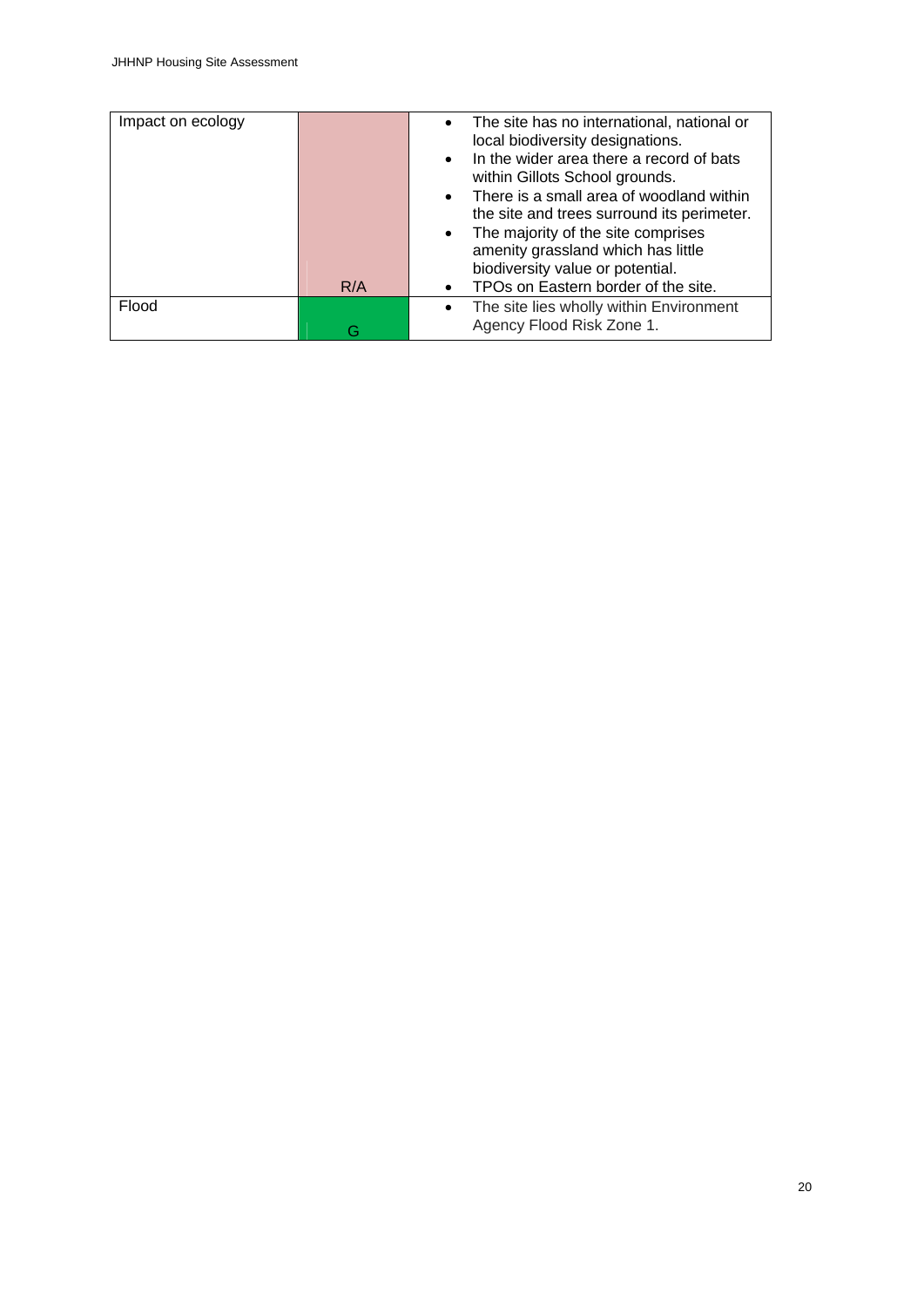| Impact on ecology | R/A | • The site has no international, national or local biodiversity designations.<br>• In the wider area there a record of bats within Gillots School grounds.<br>• There is a small area of woodland within the site and trees surround its perimeter.<br>• The majority of the site comprises amenity grassland which has little biodiversity value or potential.<br>• TPOs on Eastern border of the site. |
|---|---|---|
| Flood | G | • The site lies wholly within Environment Agency Flood Risk Zone 1. |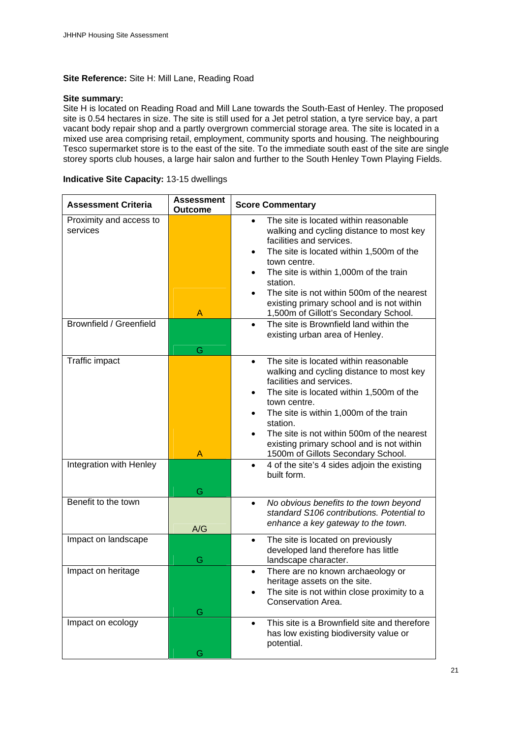**Site Reference:** Site H: Mill Lane, Reading Road

**Site summary:**
Site H is located on Reading Road and Mill Lane towards the South-East of Henley. The proposed site is 0.54 hectares in size. The site is still used for a Jet petrol station, a tyre service bay, a part vacant body repair shop and a partly overgrown commercial storage area. The site is located in a mixed use area comprising retail, employment, community sports and housing. The neighbouring Tesco supermarket store is to the east of the site. To the immediate south east of the site are single storey sports club houses, a large hair salon and further to the South Henley Town Playing Fields.

**Indicative Site Capacity:** 13-15 dwellings

| Assessment Criteria | Assessment Outcome | Score Commentary |
|---|---|---|
| Proximity and access to services | A | • The site is located within reasonable walking and cycling distance to most key facilities and services.<br>• The site is located within 1,500m of the town centre.<br>• The site is within 1,000m of the train station.<br>• The site is not within 500m of the nearest existing primary school and is not within 1,500m of Gillott's Secondary School. |
| Brownfield / Greenfield | G | • The site is Brownfield land within the existing urban area of Henley. |
| Traffic impact | A | • The site is located within reasonable walking and cycling distance to most key facilities and services.<br>• The site is located within 1,500m of the town centre.<br>• The site is within 1,000m of the train station.<br>• The site is not within 500m of the nearest existing primary school and is not within 1500m of Gillots Secondary School. |
| Integration with Henley | G | • 4 of the site's 4 sides adjoin the existing built form. |
| Benefit to the town | A/G | • *No obvious benefits to the town beyond standard S106 contributions. Potential to enhance a key gateway to the town.* |
| Impact on landscape | G | • The site is located on previously developed land therefore has little landscape character. |
| Impact on heritage | G | • There are no known archaeology or heritage assets on the site.<br>• The site is not within close proximity to a Conservation Area. |
| Impact on ecology | G | • This site is a Brownfield site and therefore has low existing biodiversity value or potential. |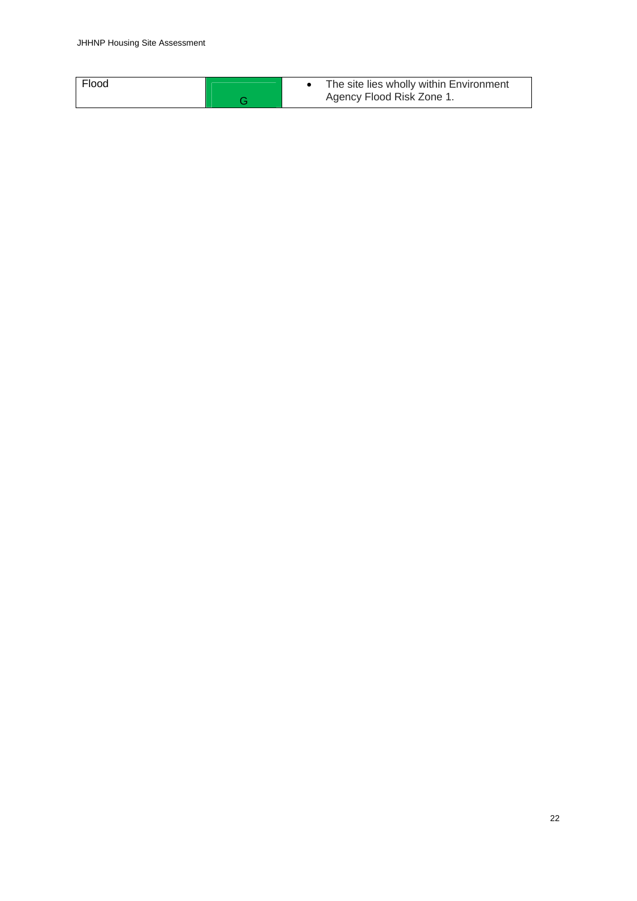| Flood | G | • The site lies wholly within Environment Agency Flood Risk Zone 1. |
|---|---|---|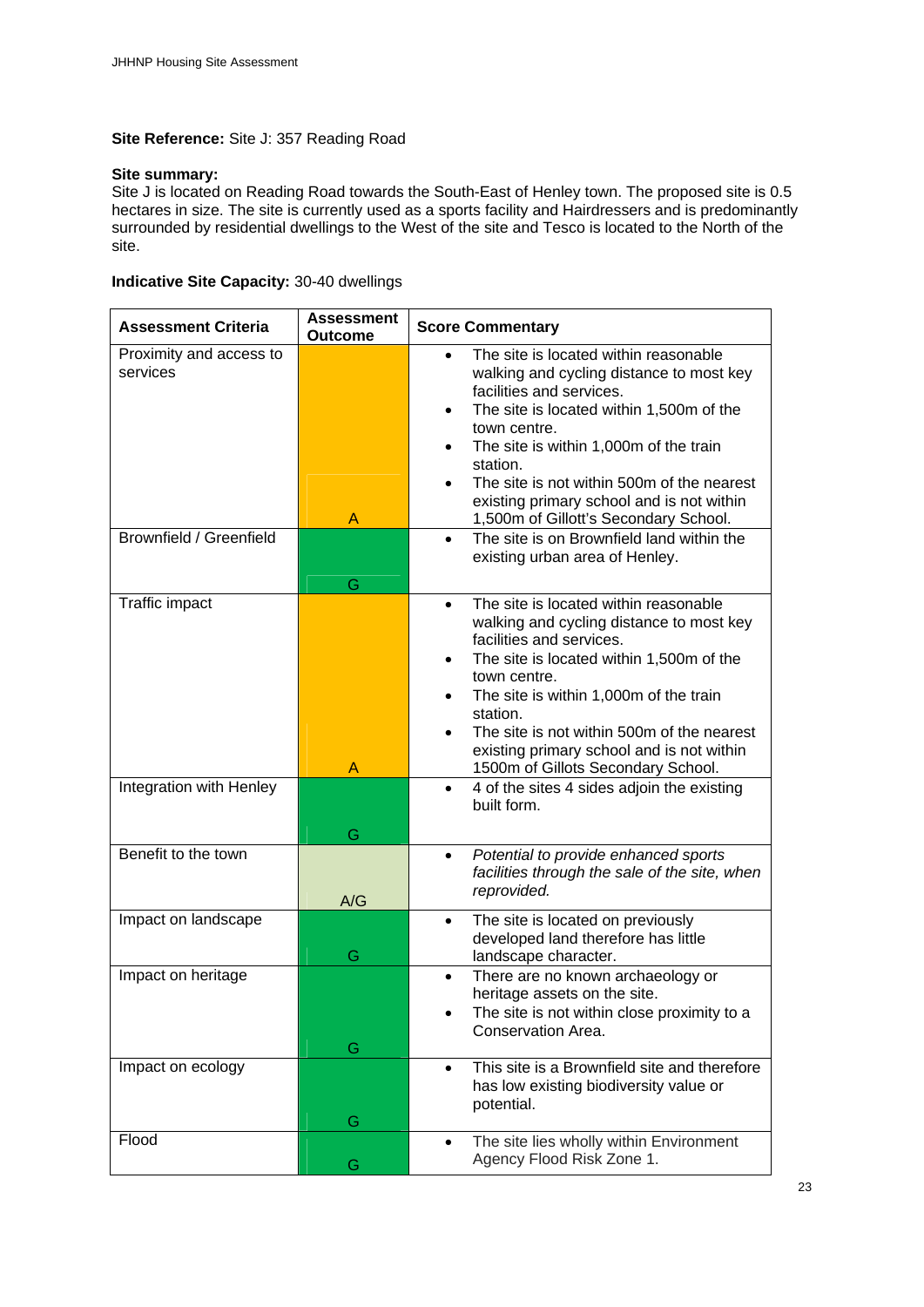**Site Reference:** Site J: 357 Reading Road

**Site summary:**
Site J is located on Reading Road towards the South-East of Henley town. The proposed site is 0.5 hectares in size. The site is currently used as a sports facility and Hairdressers and is predominantly surrounded by residential dwellings to the West of the site and Tesco is located to the North of the site.

**Indicative Site Capacity:** 30-40 dwellings

| Assessment Criteria | Assessment Outcome | Score Commentary |
|---|---|---|
| Proximity and access to services | A | • The site is located within reasonable walking and cycling distance to most key facilities and services.<br>• The site is located within 1,500m of the town centre.<br>• The site is within 1,000m of the train station.<br>• The site is not within 500m of the nearest existing primary school and is not within 1,500m of Gillott's Secondary School. |
| Brownfield / Greenfield | G | • The site is on Brownfield land within the existing urban area of Henley. |
| Traffic impact | A | • The site is located within reasonable walking and cycling distance to most key facilities and services.<br>• The site is located within 1,500m of the town centre.<br>• The site is within 1,000m of the train station.<br>• The site is not within 500m of the nearest existing primary school and is not within 1500m of Gillots Secondary School. |
| Integration with Henley | G | • 4 of the sites 4 sides adjoin the existing built form. |
| Benefit to the town | A/G | • *Potential to provide enhanced sports facilities through the sale of the site, when reprovided.* |
| Impact on landscape | G | • The site is located on previously developed land therefore has little landscape character. |
| Impact on heritage | G | • There are no known archaeology or heritage assets on the site.<br>• The site is not within close proximity to a Conservation Area. |
| Impact on ecology | G | • This site is a Brownfield site and therefore has low existing biodiversity value or potential. |
| Flood | G | • The site lies wholly within Environment Agency Flood Risk Zone 1. |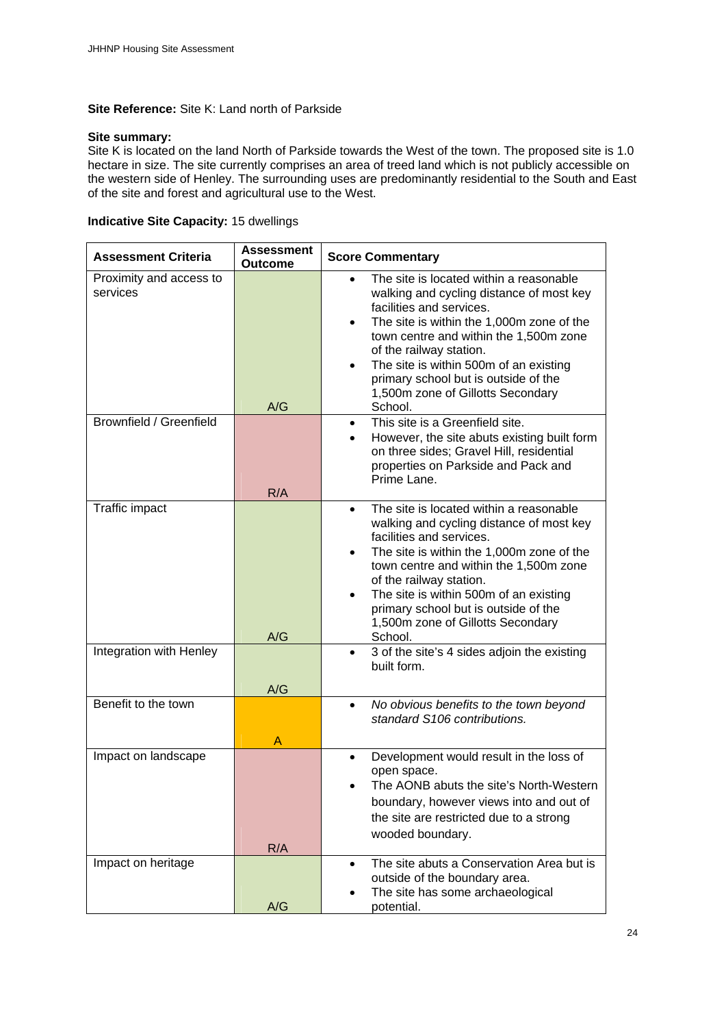**Site Reference:** Site K: Land north of Parkside

**Site summary:**
Site K is located on the land North of Parkside towards the West of the town. The proposed site is 1.0 hectare in size. The site currently comprises an area of treed land which is not publicly accessible on the western side of Henley. The surrounding uses are predominantly residential to the South and East of the site and forest and agricultural use to the West.

**Indicative Site Capacity:** 15 dwellings

| Assessment Criteria | Assessment Outcome | Score Commentary |
|---|---|---|
| Proximity and access to services | A/G | • The site is located within a reasonable walking and cycling distance of most key facilities and services.<br>• The site is within the 1,000m zone of the town centre and within the 1,500m zone of the railway station.<br>• The site is within 500m of an existing primary school but is outside of the 1,500m zone of Gillotts Secondary School. |
| Brownfield / Greenfield | R/A | • This site is a Greenfield site.<br>• However, the site abuts existing built form on three sides; Gravel Hill, residential properties on Parkside and Pack and Prime Lane. |
| Traffic impact | A/G | • The site is located within a reasonable walking and cycling distance of most key facilities and services.<br>• The site is within the 1,000m zone of the town centre and within the 1,500m zone of the railway station.<br>• The site is within 500m of an existing primary school but is outside of the 1,500m zone of Gillotts Secondary School. |
| Integration with Henley | A/G | • 3 of the site's 4 sides adjoin the existing built form. |
| Benefit to the town | A | • *No obvious benefits to the town beyond standard S106 contributions.* |
| Impact on landscape | R/A | • Development would result in the loss of open space.<br>• The AONB abuts the site's North-Western boundary, however views into and out of the site are restricted due to a strong wooded boundary. |
| Impact on heritage | A/G | • The site abuts a Conservation Area but is outside of the boundary area.<br>• The site has some archaeological potential. |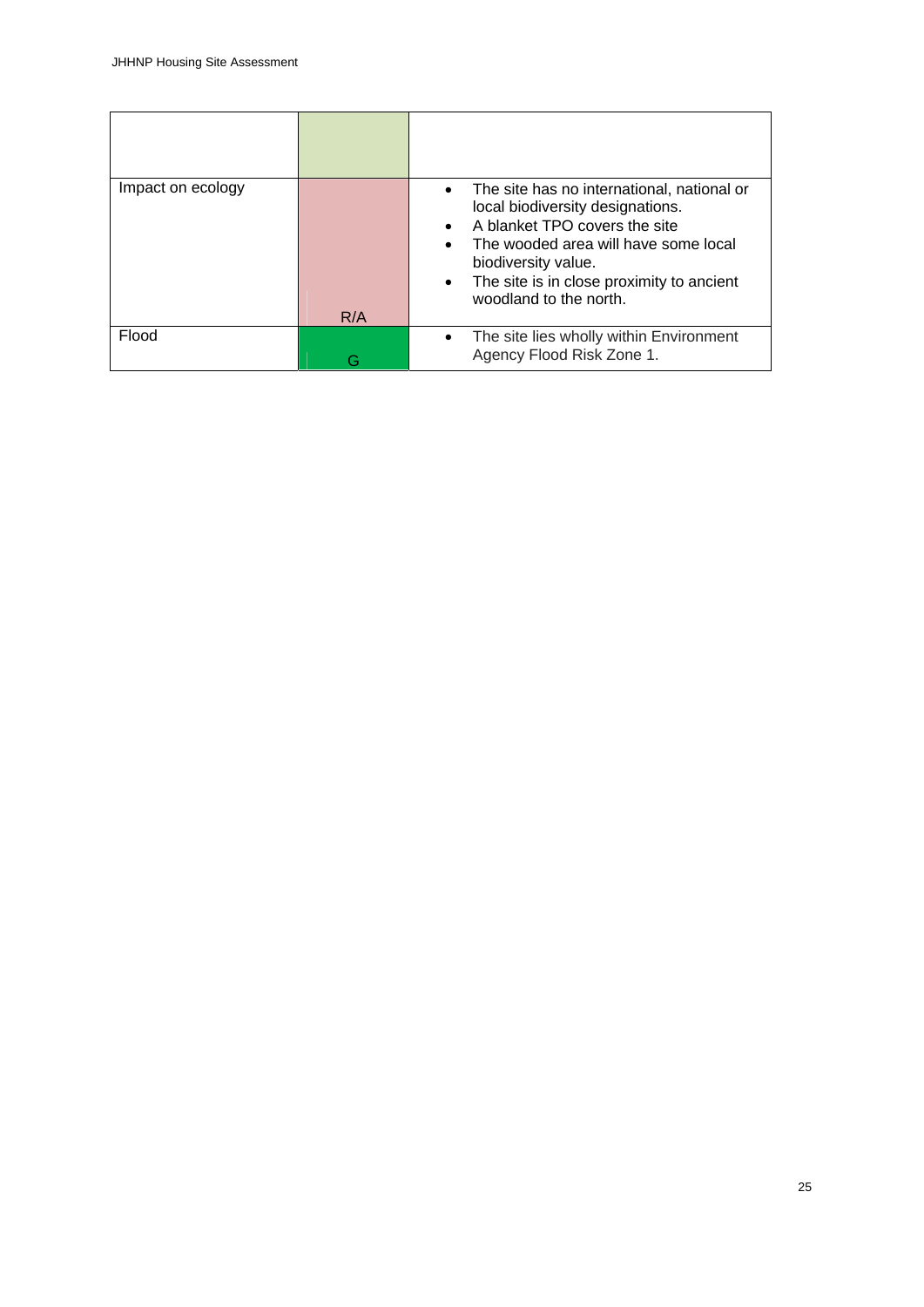| | | |
|---|---|---|
| | | |
| Impact on ecology | R/A | • The site has no international, national or local biodiversity designations.<br>• A blanket TPO covers the site<br>• The wooded area will have some local biodiversity value.<br>• The site is in close proximity to ancient woodland to the north. |
| Flood | G | • The site lies wholly within Environment Agency Flood Risk Zone 1. |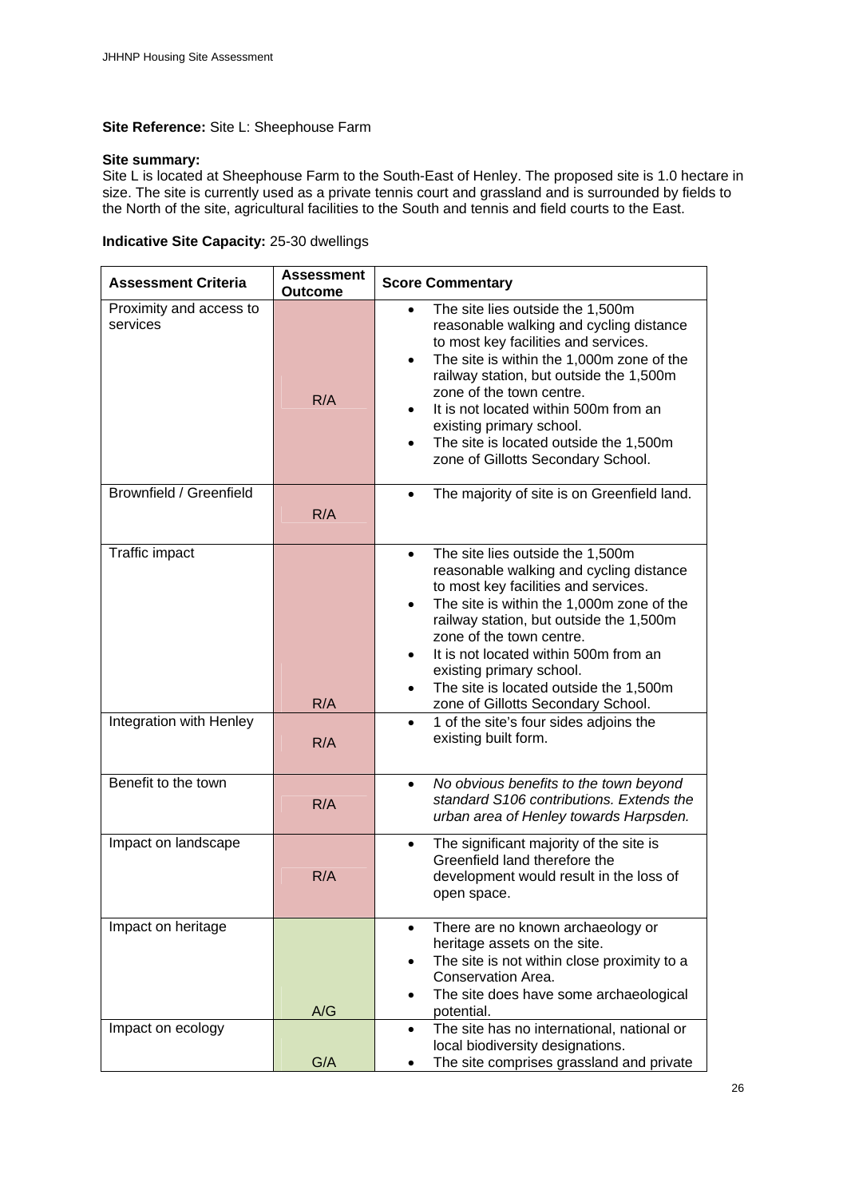**Site Reference:** Site L: Sheephouse Farm

**Site summary:**
Site L is located at Sheephouse Farm to the South-East of Henley. The proposed site is 1.0 hectare in size. The site is currently used as a private tennis court and grassland and is surrounded by fields to the North of the site, agricultural facilities to the South and tennis and field courts to the East.

**Indicative Site Capacity:** 25-30 dwellings

| Assessment Criteria | Assessment Outcome | Score Commentary |
|---|---|---|
| Proximity and access to services | R/A | • The site lies outside the 1,500m reasonable walking and cycling distance to most key facilities and services.<br>• The site is within the 1,000m zone of the railway station, but outside the 1,500m zone of the town centre.<br>• It is not located within 500m from an existing primary school.<br>• The site is located outside the 1,500m zone of Gillotts Secondary School. |
| Brownfield / Greenfield | R/A | • The majority of site is on Greenfield land. |
| Traffic impact | R/A | • The site lies outside the 1,500m reasonable walking and cycling distance to most key facilities and services.<br>• The site is within the 1,000m zone of the railway station, but outside the 1,500m zone of the town centre.<br>• It is not located within 500m from an existing primary school.<br>• The site is located outside the 1,500m zone of Gillotts Secondary School. |
| Integration with Henley | R/A | • 1 of the site's four sides adjoins the existing built form. |
| Benefit to the town | R/A | • *No obvious benefits to the town beyond standard S106 contributions. Extends the urban area of Henley towards Harpsden.* |
| Impact on landscape | R/A | • The significant majority of the site is Greenfield land therefore the development would result in the loss of open space. |
| Impact on heritage | A/G | • There are no known archaeology or heritage assets on the site.<br>• The site is not within close proximity to a Conservation Area.<br>• The site does have some archaeological potential. |
| Impact on ecology | G/A | • The site has no international, national or local biodiversity designations.<br>• The site comprises grassland and private |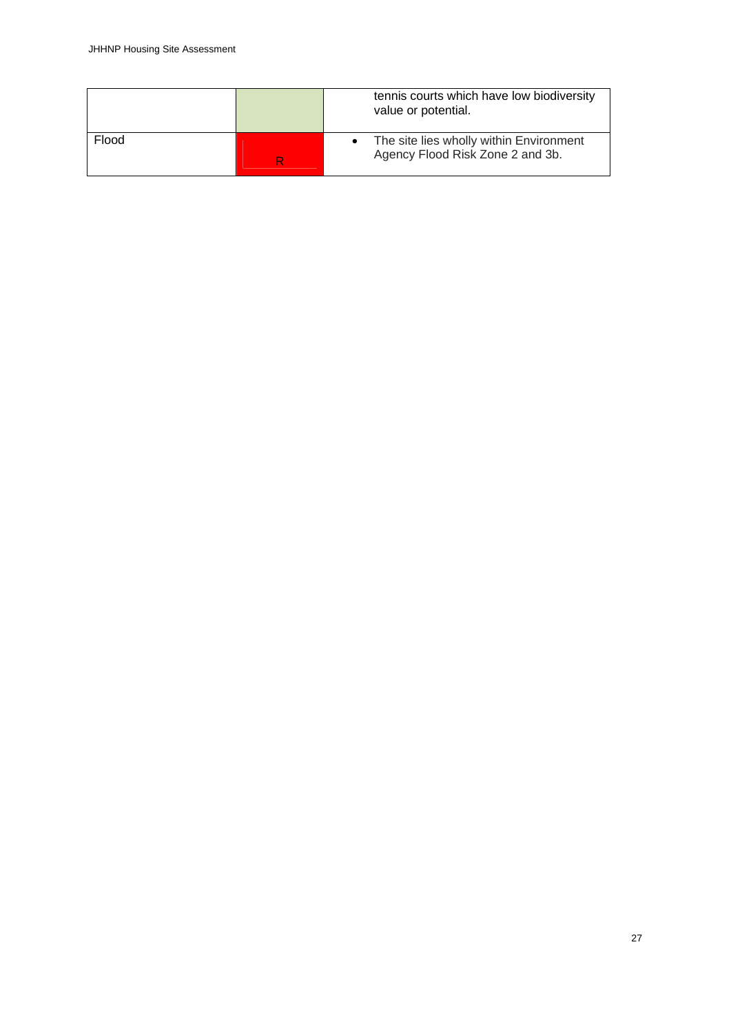| | | |
|---|---|---|
| | | tennis courts which have low biodiversity value or potential. |
| Flood | R | • The site lies wholly within Environment Agency Flood Risk Zone 2 and 3b. |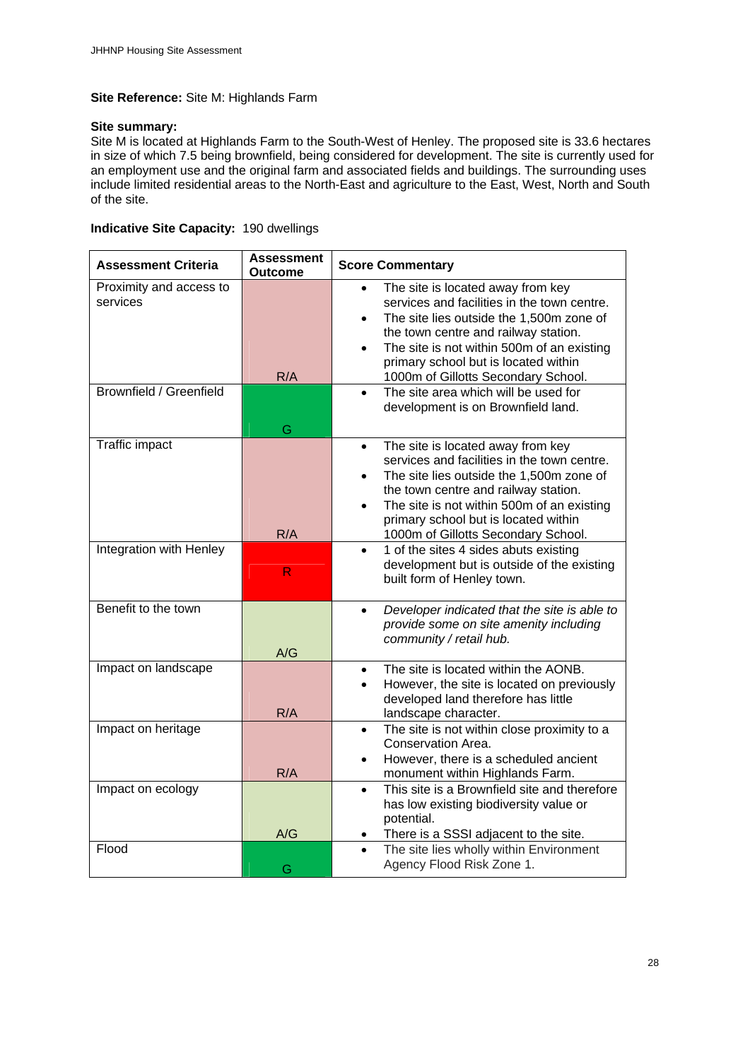**Site Reference:** Site M: Highlands Farm

**Site summary:**
Site M is located at Highlands Farm to the South-West of Henley. The proposed site is 33.6 hectares in size of which 7.5 being brownfield, being considered for development. The site is currently used for an employment use and the original farm and associated fields and buildings. The surrounding uses include limited residential areas to the North-East and agriculture to the East, West, North and South of the site.

**Indicative Site Capacity:** 190 dwellings

| Assessment Criteria | Assessment Outcome | Score Commentary |
|---|---|---|
| Proximity and access to services | R/A | • The site is located away from key services and facilities in the town centre.<br>• The site lies outside the 1,500m zone of the town centre and railway station.<br>• The site is not within 500m of an existing primary school but is located within 1000m of Gillotts Secondary School. |
| Brownfield / Greenfield | G | • The site area which will be used for development is on Brownfield land. |
| Traffic impact | R/A | • The site is located away from key services and facilities in the town centre.<br>• The site lies outside the 1,500m zone of the town centre and railway station.<br>• The site is not within 500m of an existing primary school but is located within 1000m of Gillotts Secondary School. |
| Integration with Henley | R | • 1 of the sites 4 sides abuts existing development but is outside of the existing built form of Henley town. |
| Benefit to the town | A/G | • *Developer indicated that the site is able to provide some on site amenity including community / retail hub.* |
| Impact on landscape | R/A | • The site is located within the AONB.<br>• However, the site is located on previously developed land therefore has little landscape character. |
| Impact on heritage | R/A | • The site is not within close proximity to a Conservation Area.<br>• However, there is a scheduled ancient monument within Highlands Farm. |
| Impact on ecology | A/G | • This site is a Brownfield site and therefore has low existing biodiversity value or potential.<br>• There is a SSSI adjacent to the site. |
| Flood | G | • The site lies wholly within Environment Agency Flood Risk Zone 1. |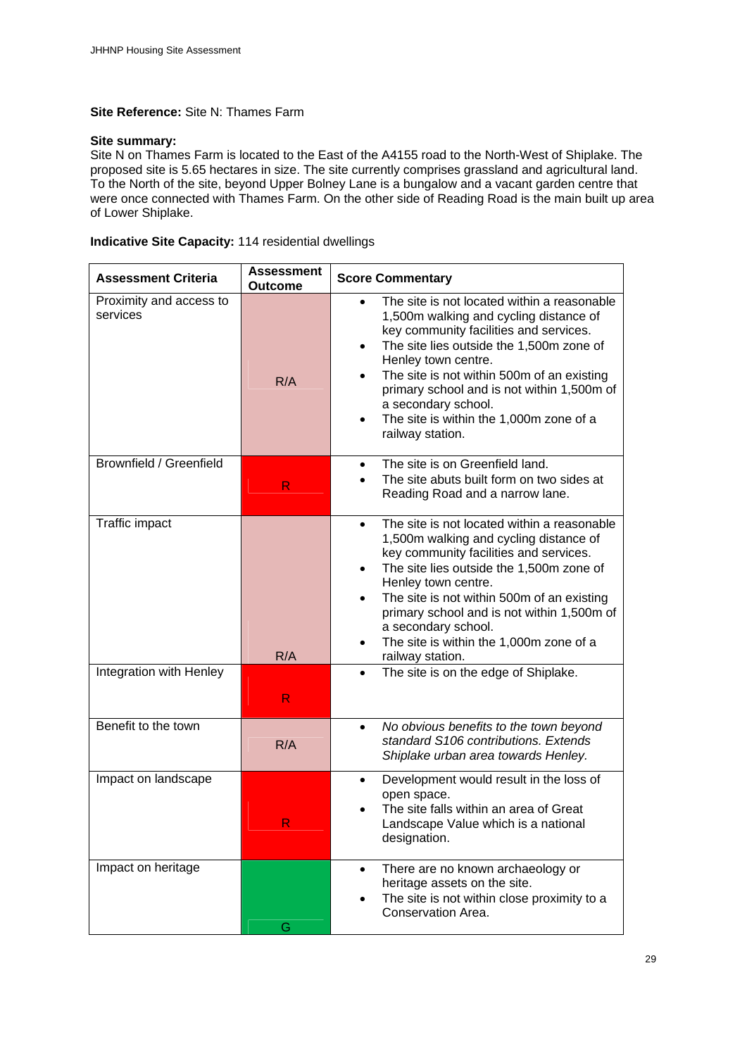**Site Reference:** Site N: Thames Farm

**Site summary:**
Site N on Thames Farm is located to the East of the A4155 road to the North-West of Shiplake. The proposed site is 5.65 hectares in size. The site currently comprises grassland and agricultural land. To the North of the site, beyond Upper Bolney Lane is a bungalow and a vacant garden centre that were once connected with Thames Farm. On the other side of Reading Road is the main built up area of Lower Shiplake.

**Indicative Site Capacity:** 114 residential dwellings

| Assessment Criteria | Assessment Outcome | Score Commentary |
|---|---|---|
| Proximity and access to services | R/A | <ul><li>The site is not located within a reasonable 1,500m walking and cycling distance of key community facilities and services.</li><li>The site lies outside the 1,500m zone of Henley town centre.</li><li>The site is not within 500m of an existing primary school and is not within 1,500m of a secondary school.</li><li>The site is within the 1,000m zone of a railway station.</li></ul> |
| Brownfield / Greenfield | R | <ul><li>The site is on Greenfield land.</li><li>The site abuts built form on two sides at Reading Road and a narrow lane.</li></ul> |
| Traffic impact | R/A | <ul><li>The site is not located within a reasonable 1,500m walking and cycling distance of key community facilities and services.</li><li>The site lies outside the 1,500m zone of Henley town centre.</li><li>The site is not within 500m of an existing primary school and is not within 1,500m of a secondary school.</li><li>The site is within the 1,000m zone of a railway station.</li></ul> |
| Integration with Henley | R | <ul><li>The site is on the edge of Shiplake.</li></ul> |
| Benefit to the town | R/A | <ul><li>*No obvious benefits to the town beyond standard S106 contributions. Extends Shiplake urban area towards Henley.*</li></ul> |
| Impact on landscape | R | <ul><li>Development would result in the loss of open space.</li><li>The site falls within an area of Great Landscape Value which is a national designation.</li></ul> |
| Impact on heritage | G | <ul><li>There are no known archaeology or heritage assets on the site.</li><li>The site is not within close proximity to a Conservation Area.</li></ul> |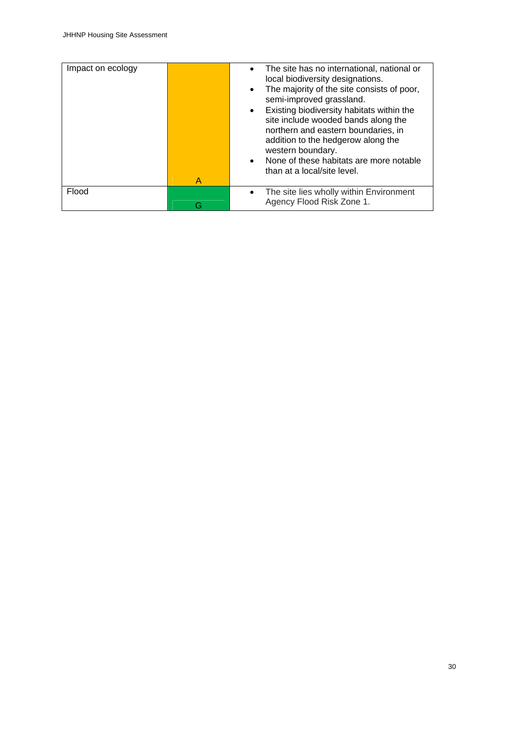| | | |
|---|---|---|
| Impact on ecology | A | • The site has no international, national or local biodiversity designations.<br>• The majority of the site consists of poor, semi-improved grassland.<br>• Existing biodiversity habitats within the site include wooded bands along the northern and eastern boundaries, in addition to the hedgerow along the western boundary.<br>• None of these habitats are more notable than at a local/site level. |
| Flood | G | • The site lies wholly within Environment Agency Flood Risk Zone 1. |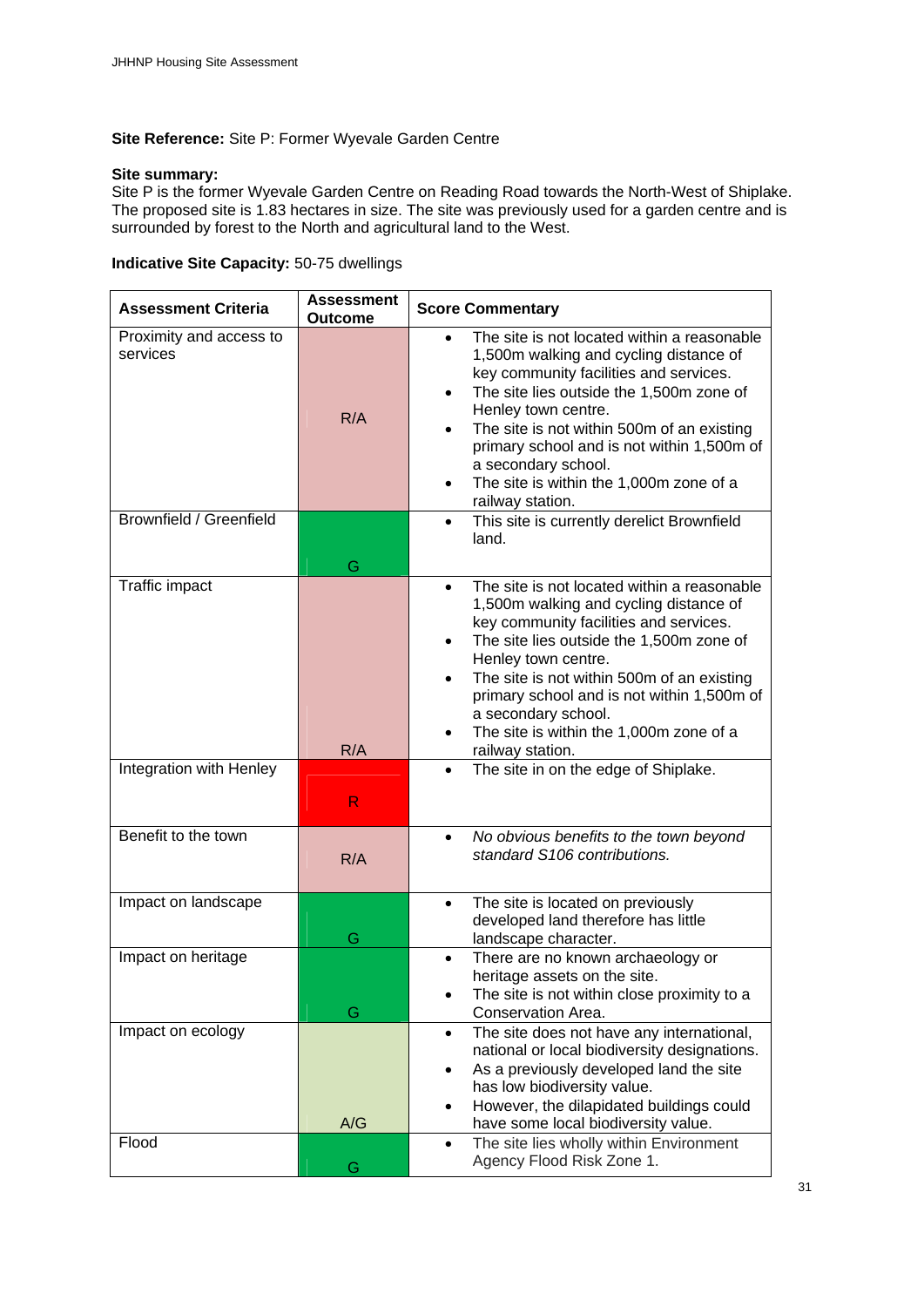**Site Reference:** Site P: Former Wyevale Garden Centre

**Site summary:**
Site P is the former Wyevale Garden Centre on Reading Road towards the North-West of Shiplake. The proposed site is 1.83 hectares in size. The site was previously used for a garden centre and is surrounded by forest to the North and agricultural land to the West.

**Indicative Site Capacity:** 50-75 dwellings

| Assessment Criteria | Assessment Outcome | Score Commentary |
|---|---|---|
| Proximity and access to services | R/A | • The site is not located within a reasonable 1,500m walking and cycling distance of key community facilities and services.<br>• The site lies outside the 1,500m zone of Henley town centre.<br>• The site is not within 500m of an existing primary school and is not within 1,500m of a secondary school.<br>• The site is within the 1,000m zone of a railway station. |
| Brownfield / Greenfield | G | • This site is currently derelict Brownfield land. |
| Traffic impact | R/A | • The site is not located within a reasonable 1,500m walking and cycling distance of key community facilities and services.<br>• The site lies outside the 1,500m zone of Henley town centre.<br>• The site is not within 500m of an existing primary school and is not within 1,500m of a secondary school.<br>• The site is within the 1,000m zone of a railway station. |
| Integration with Henley | R | • The site in on the edge of Shiplake. |
| Benefit to the town | R/A | • *No obvious benefits to the town beyond standard S106 contributions.* |
| Impact on landscape | G | • The site is located on previously developed land therefore has little landscape character. |
| Impact on heritage | G | • There are no known archaeology or heritage assets on the site.<br>• The site is not within close proximity to a Conservation Area. |
| Impact on ecology | A/G | • The site does not have any international, national or local biodiversity designations.<br>• As a previously developed land the site has low biodiversity value.<br>• However, the dilapidated buildings could have some local biodiversity value. |
| Flood | G | • The site lies wholly within Environment Agency Flood Risk Zone 1. |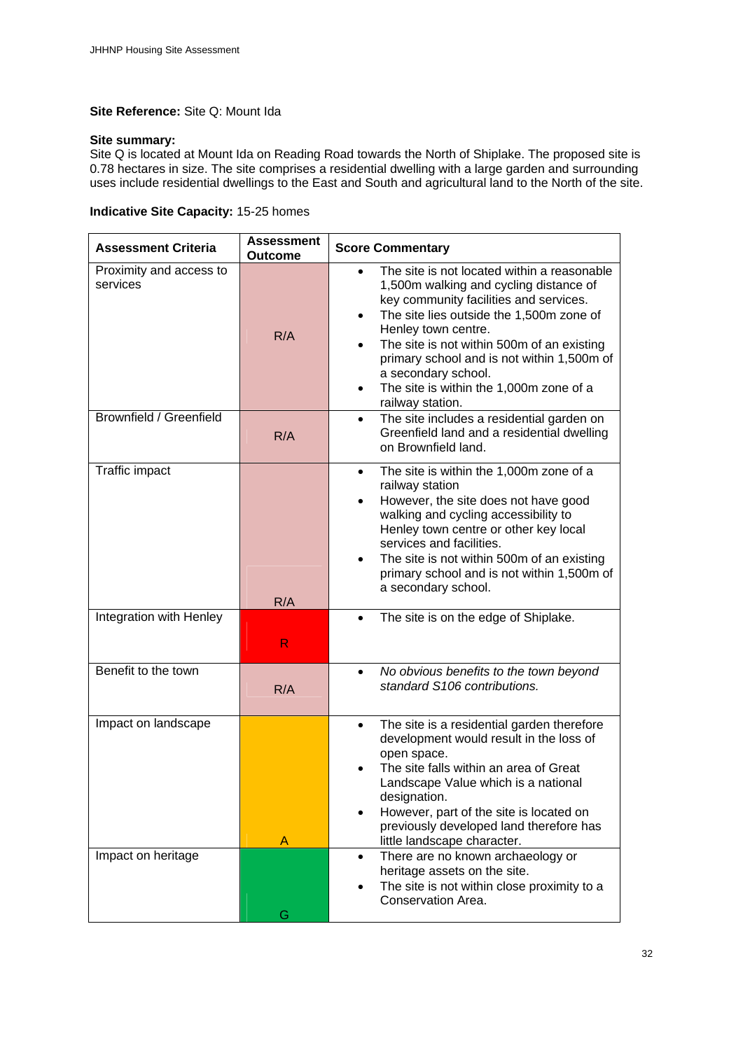**Site Reference:** Site Q: Mount Ida

**Site summary:**
Site Q is located at Mount Ida on Reading Road towards the North of Shiplake. The proposed site is 0.78 hectares in size. The site comprises a residential dwelling with a large garden and surrounding uses include residential dwellings to the East and South and agricultural land to the North of the site.

**Indicative Site Capacity:** 15-25 homes

| Assessment Criteria | Assessment Outcome | Score Commentary |
| --- | --- | --- |
| Proximity and access to services | R/A | • The site is not located within a reasonable 1,500m walking and cycling distance of key community facilities and services.<br>• The site lies outside the 1,500m zone of Henley town centre.<br>• The site is not within 500m of an existing primary school and is not within 1,500m of a secondary school.<br>• The site is within the 1,000m zone of a railway station. |
| Brownfield / Greenfield | R/A | • The site includes a residential garden on Greenfield land and a residential dwelling on Brownfield land. |
| Traffic impact | R/A | • The site is within the 1,000m zone of a railway station<br>• However, the site does not have good walking and cycling accessibility to Henley town centre or other key local services and facilities.<br>• The site is not within 500m of an existing primary school and is not within 1,500m of a secondary school. |
| Integration with Henley | R | • The site is on the edge of Shiplake. |
| Benefit to the town | R/A | • *No obvious benefits to the town beyond standard S106 contributions.* |
| Impact on landscape | A | • The site is a residential garden therefore development would result in the loss of open space.<br>• The site falls within an area of Great Landscape Value which is a national designation.<br>• However, part of the site is located on previously developed land therefore has little landscape character. |
| Impact on heritage | G | • There are no known archaeology or heritage assets on the site.<br>• The site is not within close proximity to a Conservation Area. |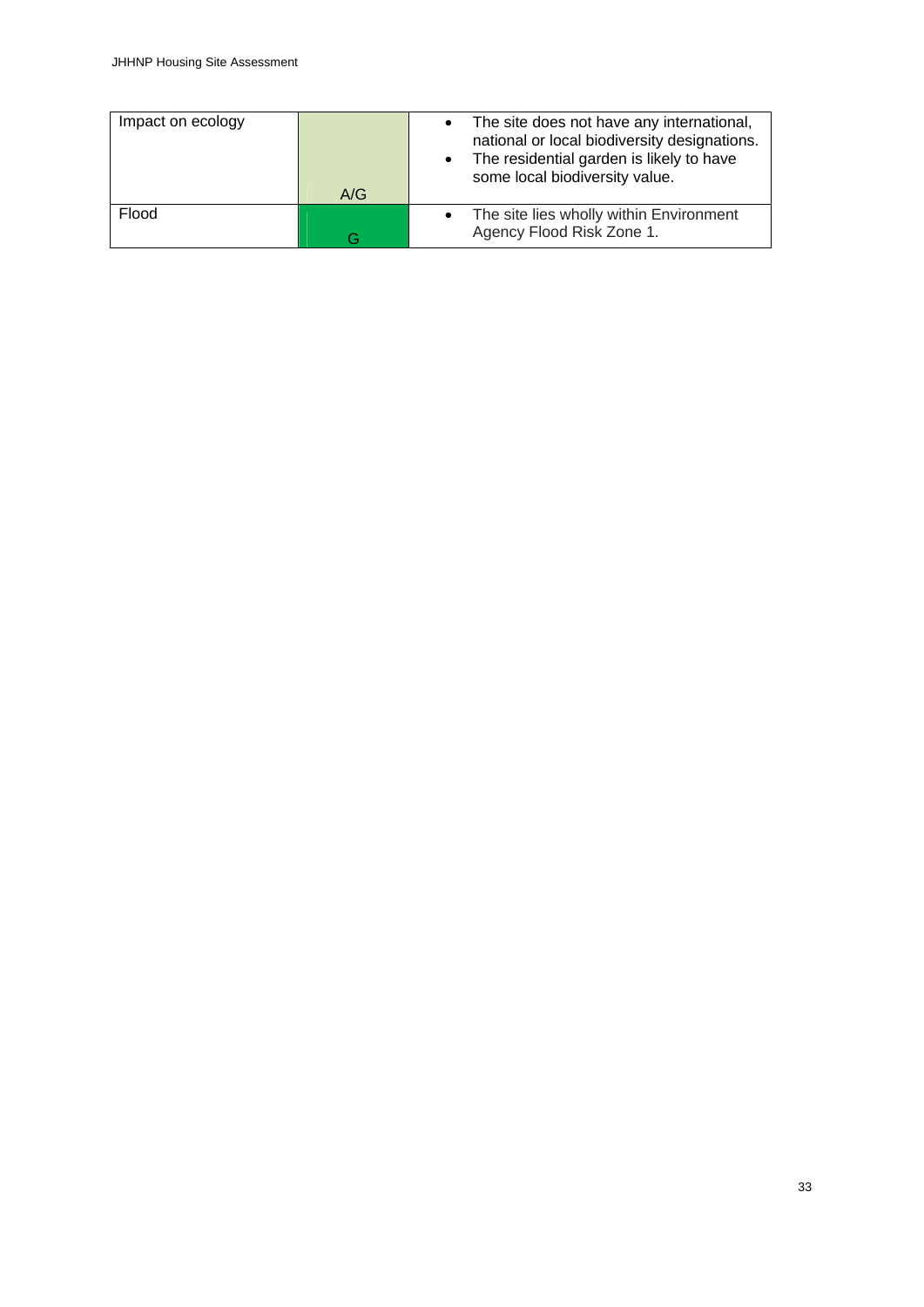| Impact on ecology | A/G | • The site does not have any international, national or local biodiversity designations.<br>• The residential garden is likely to have some local biodiversity value. |
|---|---|---|
| Flood | G | • The site lies wholly within Environment Agency Flood Risk Zone 1. |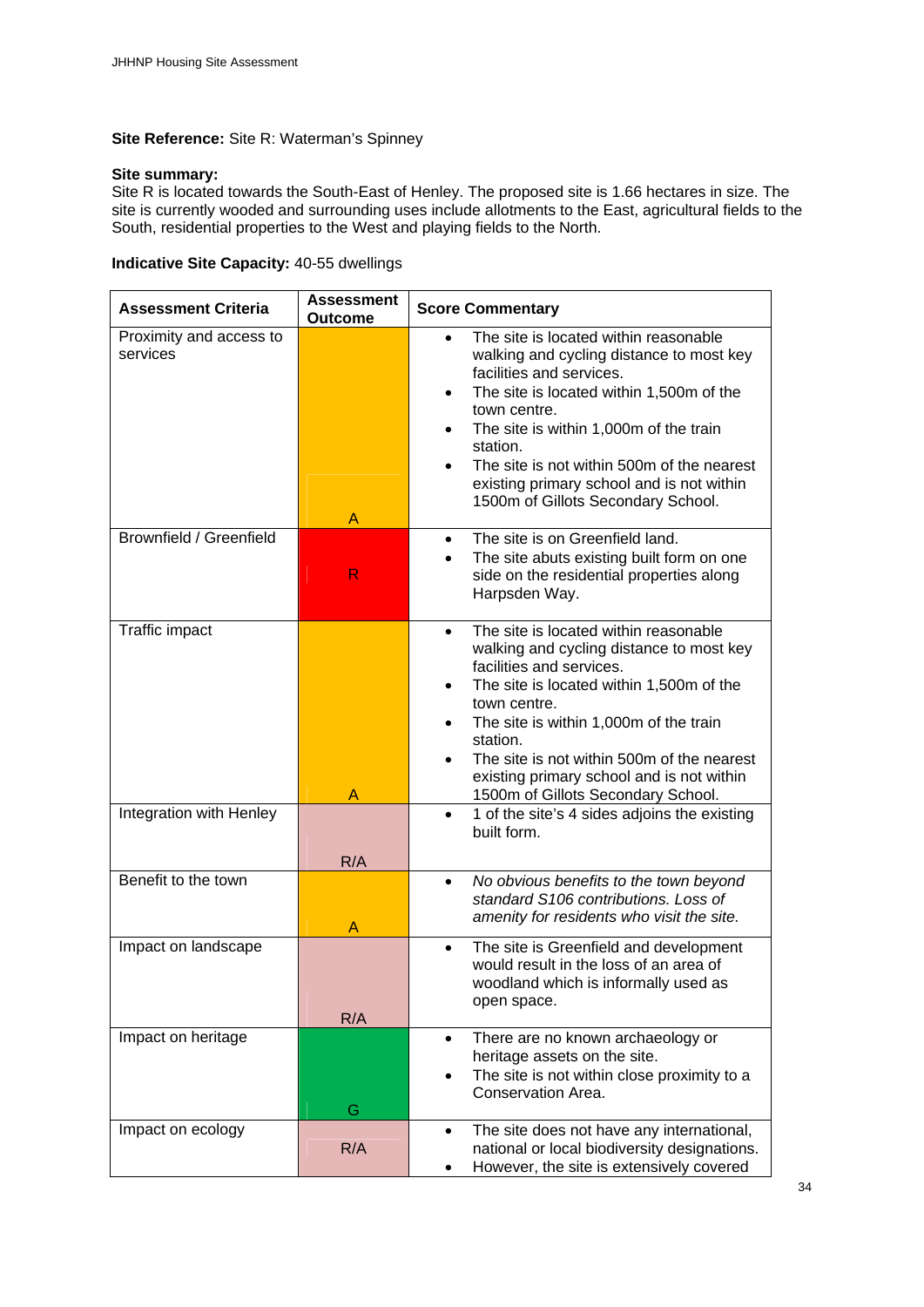**Site Reference:** Site R: Waterman's Spinney

**Site summary:**
Site R is located towards the South-East of Henley. The proposed site is 1.66 hectares in size. The site is currently wooded and surrounding uses include allotments to the East, agricultural fields to the South, residential properties to the West and playing fields to the North.

**Indicative Site Capacity:** 40-55 dwellings

| Assessment Criteria | Assessment Outcome | Score Commentary |
|---|---|---|
| Proximity and access to services | A | • The site is located within reasonable walking and cycling distance to most key facilities and services.<br>• The site is located within 1,500m of the town centre.<br>• The site is within 1,000m of the train station.<br>• The site is not within 500m of the nearest existing primary school and is not within 1500m of Gillots Secondary School. |
| Brownfield / Greenfield | R | • The site is on Greenfield land.<br>• The site abuts existing built form on one side on the residential properties along Harpsden Way. |
| Traffic impact | A | • The site is located within reasonable walking and cycling distance to most key facilities and services.<br>• The site is located within 1,500m of the town centre.<br>• The site is within 1,000m of the train station.<br>• The site is not within 500m of the nearest existing primary school and is not within 1500m of Gillots Secondary School. |
| Integration with Henley | R/A | • 1 of the site's 4 sides adjoins the existing built form. |
| Benefit to the town | A | • *No obvious benefits to the town beyond standard S106 contributions. Loss of amenity for residents who visit the site.* |
| Impact on landscape | R/A | • The site is Greenfield and development would result in the loss of an area of woodland which is informally used as open space. |
| Impact on heritage | G | • There are no known archaeology or heritage assets on the site.<br>• The site is not within close proximity to a Conservation Area. |
| Impact on ecology | R/A | • The site does not have any international, national or local biodiversity designations.<br>• However, the site is extensively covered |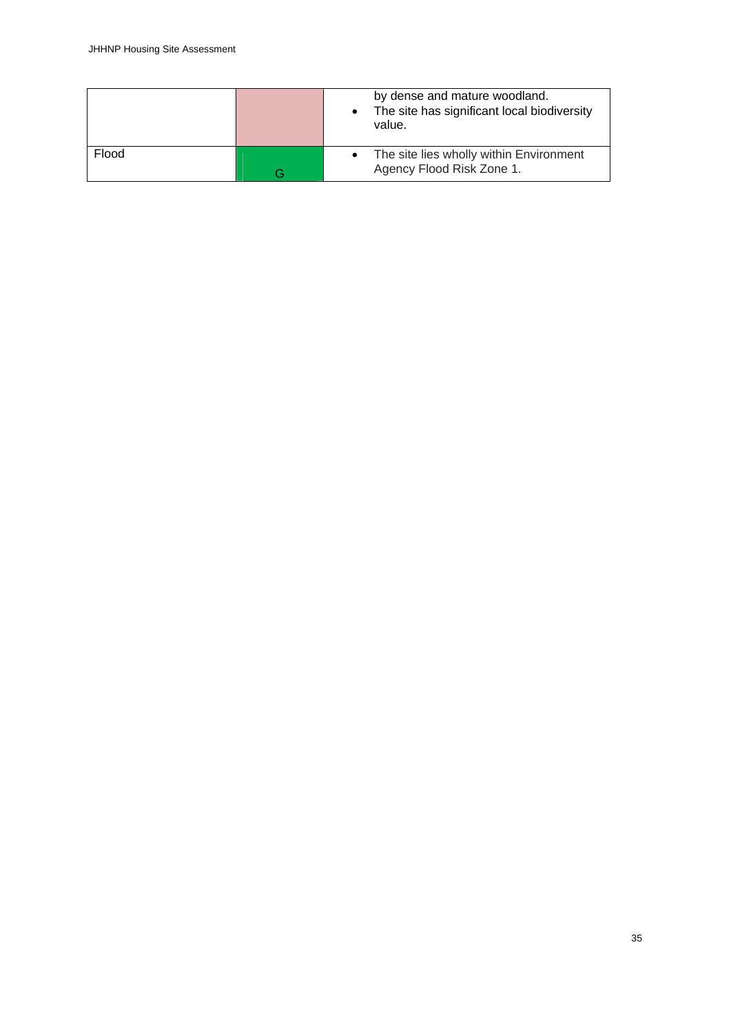| | | |
|---|---|---|
| | | by dense and mature woodland.<br>• The site has significant local biodiversity value. |
| Flood | G | • The site lies wholly within Environment Agency Flood Risk Zone 1. |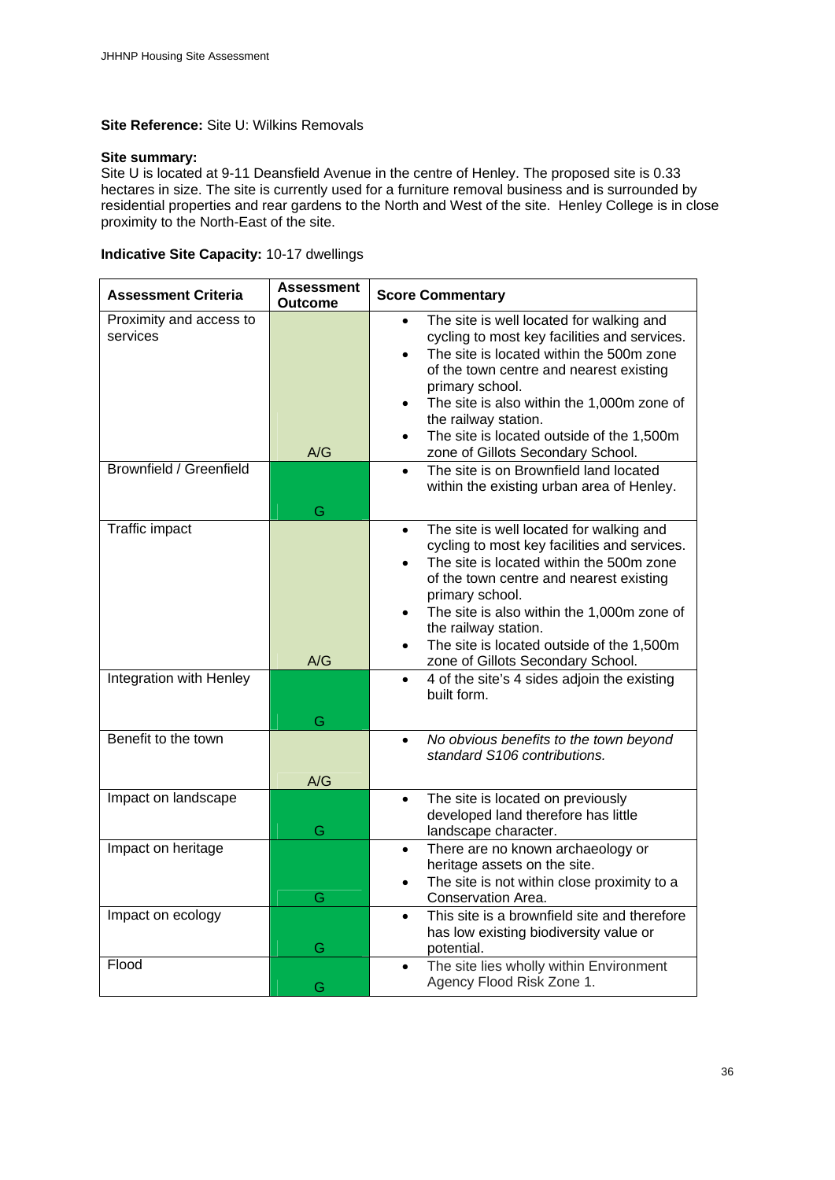**Site Reference:** Site U: Wilkins Removals

**Site summary:**
Site U is located at 9-11 Deansfield Avenue in the centre of Henley. The proposed site is 0.33 hectares in size. The site is currently used for a furniture removal business and is surrounded by residential properties and rear gardens to the North and West of the site. Henley College is in close proximity to the North-East of the site.

**Indicative Site Capacity:** 10-17 dwellings

| Assessment Criteria | Assessment Outcome | Score Commentary |
|---|---|---|
| Proximity and access to services | A/G | • The site is well located for walking and cycling to most key facilities and services.<br>• The site is located within the 500m zone of the town centre and nearest existing primary school.<br>• The site is also within the 1,000m zone of the railway station.<br>• The site is located outside of the 1,500m zone of Gillots Secondary School. |
| Brownfield / Greenfield | G | • The site is on Brownfield land located within the existing urban area of Henley. |
| Traffic impact | A/G | • The site is well located for walking and cycling to most key facilities and services.<br>• The site is located within the 500m zone of the town centre and nearest existing primary school.<br>• The site is also within the 1,000m zone of the railway station.<br>• The site is located outside of the 1,500m zone of Gillots Secondary School. |
| Integration with Henley | G | • 4 of the site's 4 sides adjoin the existing built form. |
| Benefit to the town | A/G | • *No obvious benefits to the town beyond standard S106 contributions.* |
| Impact on landscape | G | • The site is located on previously developed land therefore has little landscape character. |
| Impact on heritage | G | • There are no known archaeology or heritage assets on the site.<br>• The site is not within close proximity to a Conservation Area. |
| Impact on ecology | G | • This site is a brownfield site and therefore has low existing biodiversity value or potential. |
| Flood | G | • The site lies wholly within Environment Agency Flood Risk Zone 1. |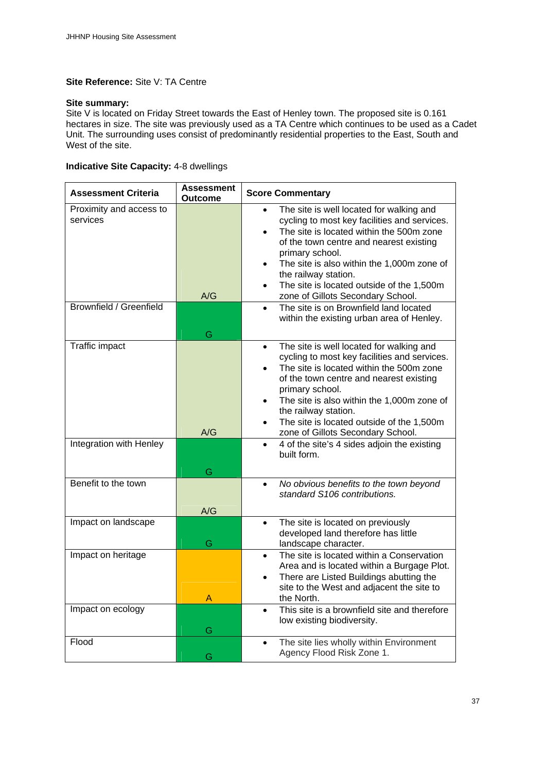**Site Reference:** Site V: TA Centre

**Site summary:**
Site V is located on Friday Street towards the East of Henley town. The proposed site is 0.161 hectares in size. The site was previously used as a TA Centre which continues to be used as a Cadet Unit. The surrounding uses consist of predominantly residential properties to the East, South and West of the site.

**Indicative Site Capacity:** 4-8 dwellings

| Assessment Criteria | Assessment Outcome | Score Commentary |
|---|---|---|
| Proximity and access to services | A/G | • The site is well located for walking and cycling to most key facilities and services.<br>• The site is located within the 500m zone of the town centre and nearest existing primary school.<br>• The site is also within the 1,000m zone of the railway station.<br>• The site is located outside of the 1,500m zone of Gillots Secondary School. |
| Brownfield / Greenfield | G | • The site is on Brownfield land located within the existing urban area of Henley. |
| Traffic impact | A/G | • The site is well located for walking and cycling to most key facilities and services.<br>• The site is located within the 500m zone of the town centre and nearest existing primary school.<br>• The site is also within the 1,000m zone of the railway station.<br>• The site is located outside of the 1,500m zone of Gillots Secondary School. |
| Integration with Henley | G | • 4 of the site's 4 sides adjoin the existing built form. |
| Benefit to the town | A/G | • *No obvious benefits to the town beyond standard S106 contributions.* |
| Impact on landscape | G | • The site is located on previously developed land therefore has little landscape character. |
| Impact on heritage | A | • The site is located within a Conservation Area and is located within a Burgage Plot.<br>• There are Listed Buildings abutting the site to the West and adjacent the site to the North. |
| Impact on ecology | G | • This site is a brownfield site and therefore low existing biodiversity. |
| Flood | G | • The site lies wholly within Environment Agency Flood Risk Zone 1. |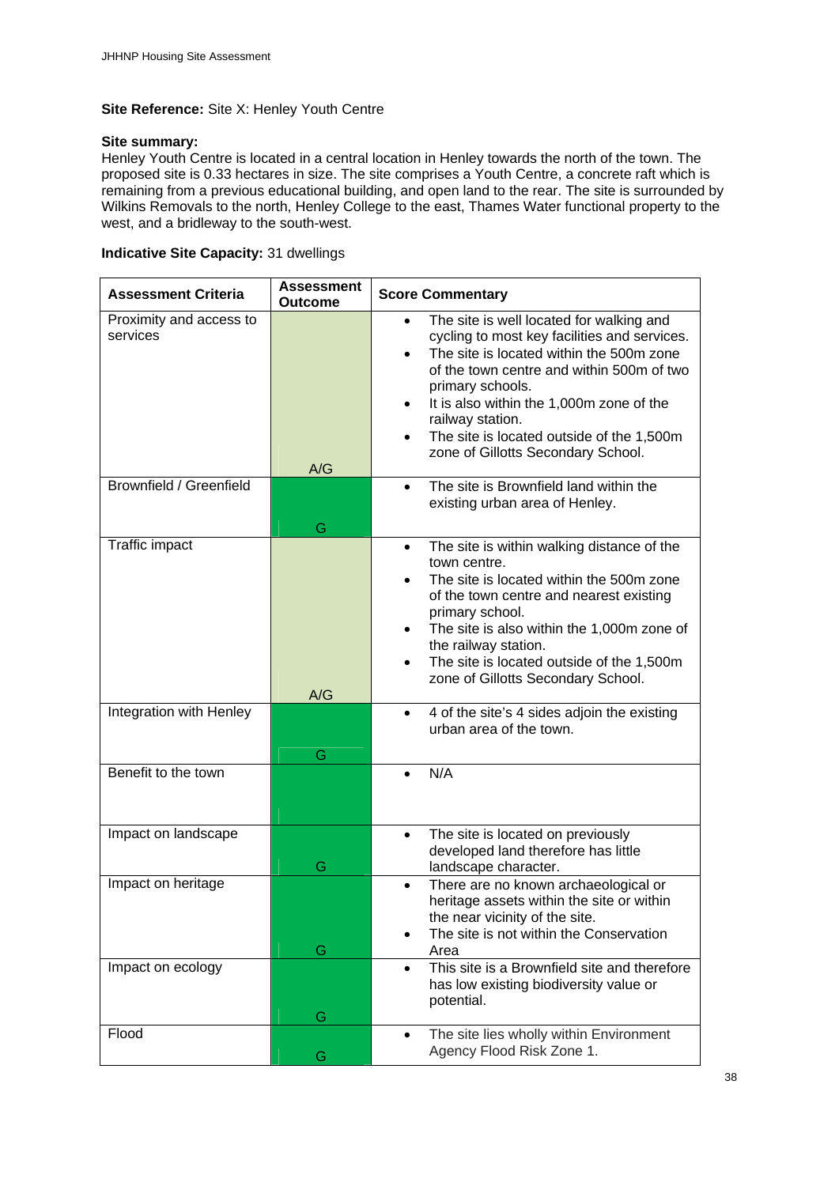**Site Reference:** Site X: Henley Youth Centre

**Site summary:**
Henley Youth Centre is located in a central location in Henley towards the north of the town. The proposed site is 0.33 hectares in size. The site comprises a Youth Centre, a concrete raft which is remaining from a previous educational building, and open land to the rear. The site is surrounded by Wilkins Removals to the north, Henley College to the east, Thames Water functional property to the west, and a bridleway to the south-west.

**Indicative Site Capacity:** 31 dwellings

| Assessment Criteria | Assessment Outcome | Score Commentary |
|---|---|---|
| Proximity and access to services | A/G | • The site is well located for walking and cycling to most key facilities and services.<br>• The site is located within the 500m zone of the town centre and within 500m of two primary schools.<br>• It is also within the 1,000m zone of the railway station.<br>• The site is located outside of the 1,500m zone of Gillotts Secondary School. |
| Brownfield / Greenfield | G | • The site is Brownfield land within the existing urban area of Henley. |
| Traffic impact | A/G | • The site is within walking distance of the town centre.<br>• The site is located within the 500m zone of the town centre and nearest existing primary school.<br>• The site is also within the 1,000m zone of the railway station.<br>• The site is located outside of the 1,500m zone of Gillotts Secondary School. |
| Integration with Henley | G | • 4 of the site's 4 sides adjoin the existing urban area of the town. |
| Benefit to the town | | • N/A |
| Impact on landscape | G | • The site is located on previously developed land therefore has little landscape character. |
| Impact on heritage | G | • There are no known archaeological or heritage assets within the site or within the near vicinity of the site.<br>• The site is not within the Conservation Area |
| Impact on ecology | G | • This site is a Brownfield site and therefore has low existing biodiversity value or potential. |
| Flood | G | • The site lies wholly within Environment Agency Flood Risk Zone 1. |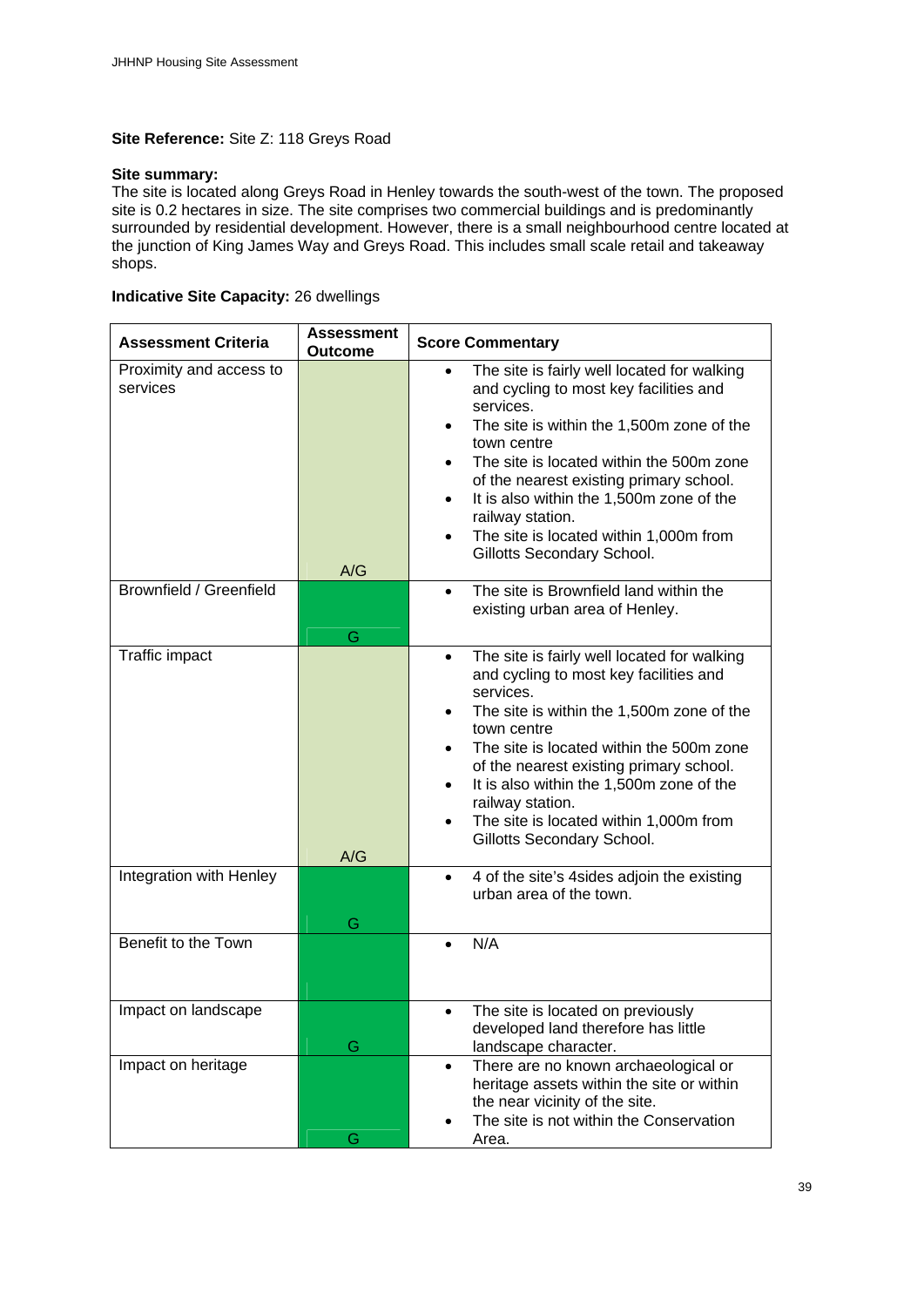**Site Reference:** Site Z: 118 Greys Road

**Site summary:**
The site is located along Greys Road in Henley towards the south-west of the town. The proposed site is 0.2 hectares in size. The site comprises two commercial buildings and is predominantly surrounded by residential development. However, there is a small neighbourhood centre located at the junction of King James Way and Greys Road. This includes small scale retail and takeaway shops.

**Indicative Site Capacity:** 26 dwellings

| Assessment Criteria | Assessment Outcome | Score Commentary |
|---|---|---|
| Proximity and access to services | A/G | • The site is fairly well located for walking and cycling to most key facilities and services.<br>• The site is within the 1,500m zone of the town centre<br>• The site is located within the 500m zone of the nearest existing primary school.<br>• It is also within the 1,500m zone of the railway station.<br>• The site is located within 1,000m from Gillotts Secondary School. |
| Brownfield / Greenfield | G | • The site is Brownfield land within the existing urban area of Henley. |
| Traffic impact | A/G | • The site is fairly well located for walking and cycling to most key facilities and services.<br>• The site is within the 1,500m zone of the town centre<br>• The site is located within the 500m zone of the nearest existing primary school.<br>• It is also within the 1,500m zone of the railway station.<br>• The site is located within 1,000m from Gillotts Secondary School. |
| Integration with Henley | G | • 4 of the site's 4sides adjoin the existing urban area of the town. |
| Benefit to the Town | | • N/A |
| Impact on landscape | G | • The site is located on previously developed land therefore has little landscape character. |
| Impact on heritage | G | • There are no known archaeological or heritage assets within the site or within the near vicinity of the site.<br>• The site is not within the Conservation Area. |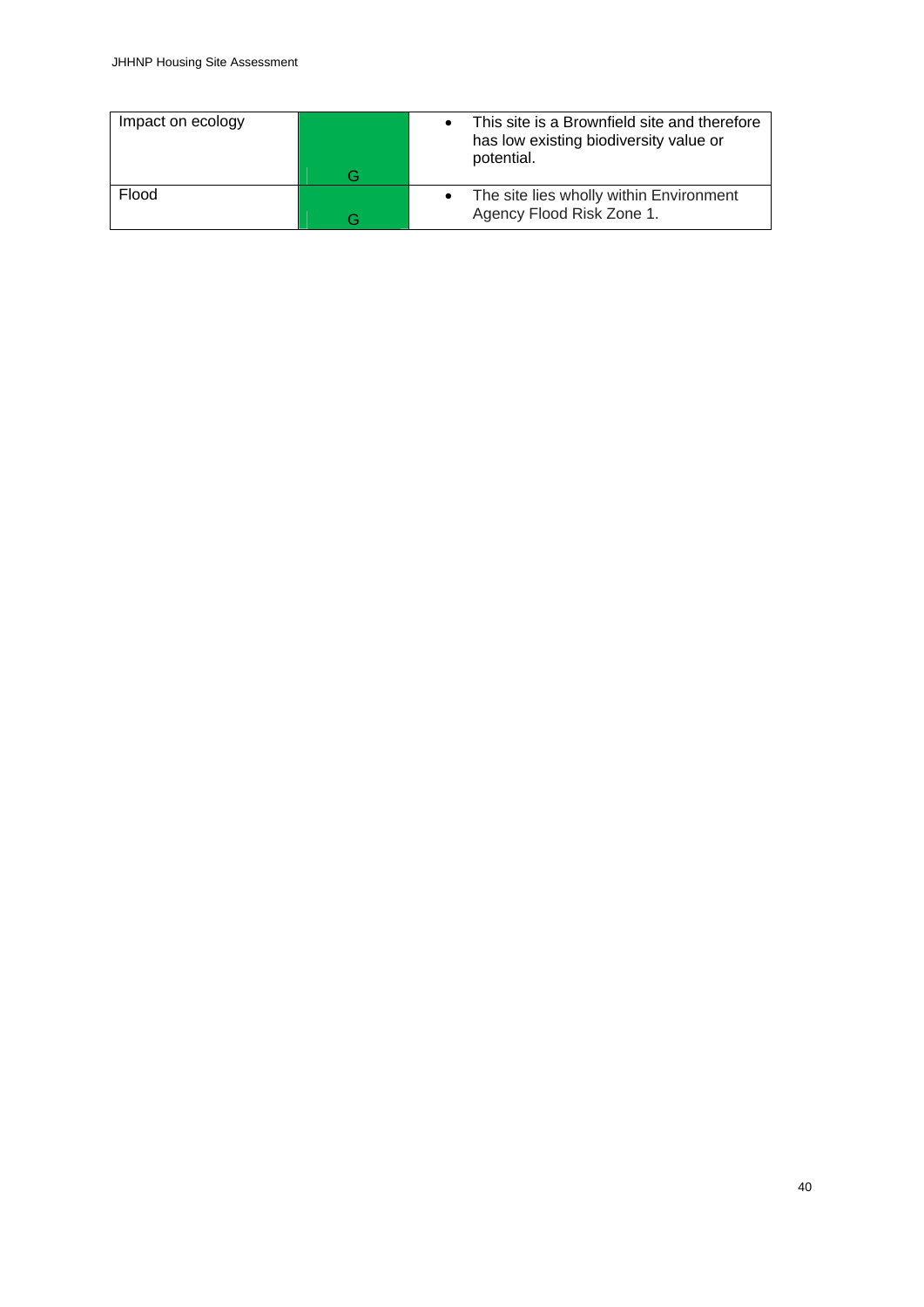| Impact on ecology | G | • This site is a Brownfield site and therefore has low existing biodiversity value or potential. |
|---|---|---|
| Flood | G | • The site lies wholly within Environment Agency Flood Risk Zone 1. |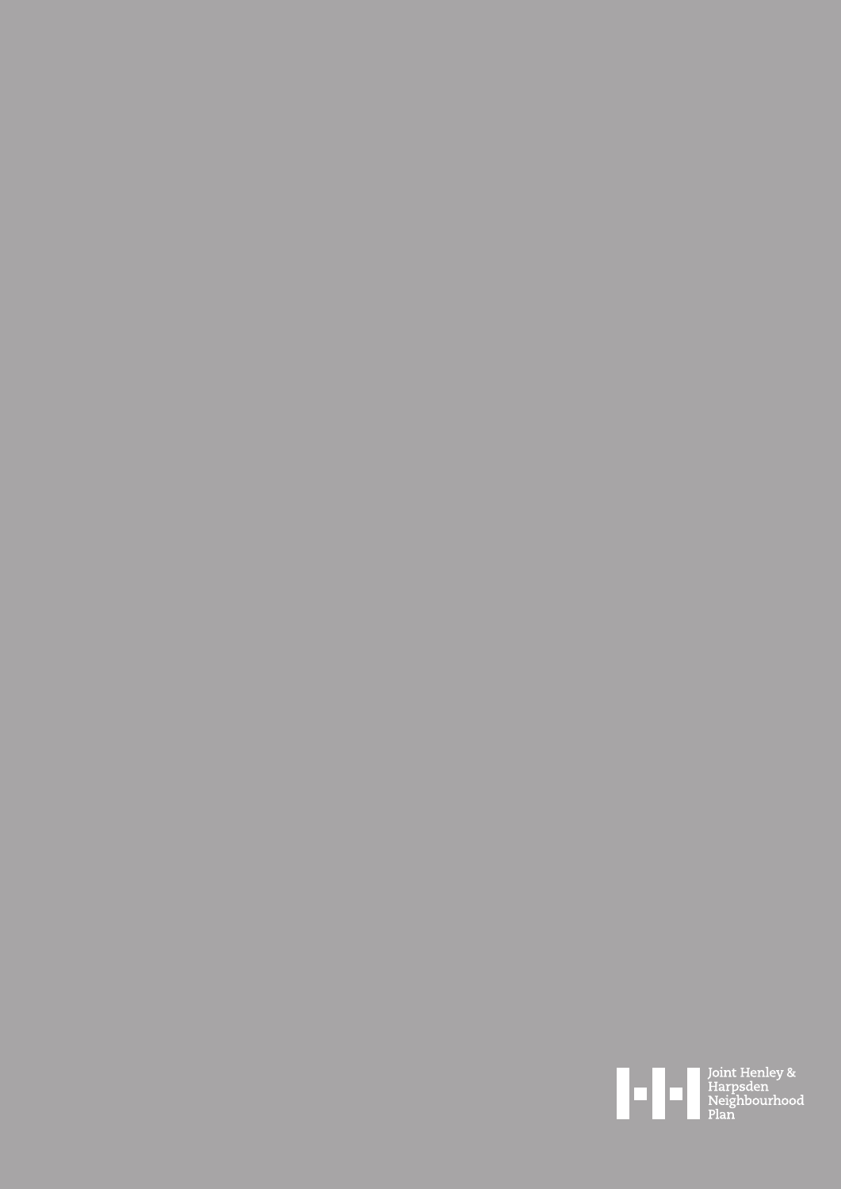Joint Henley & Harpsden Neighbourhood Plan